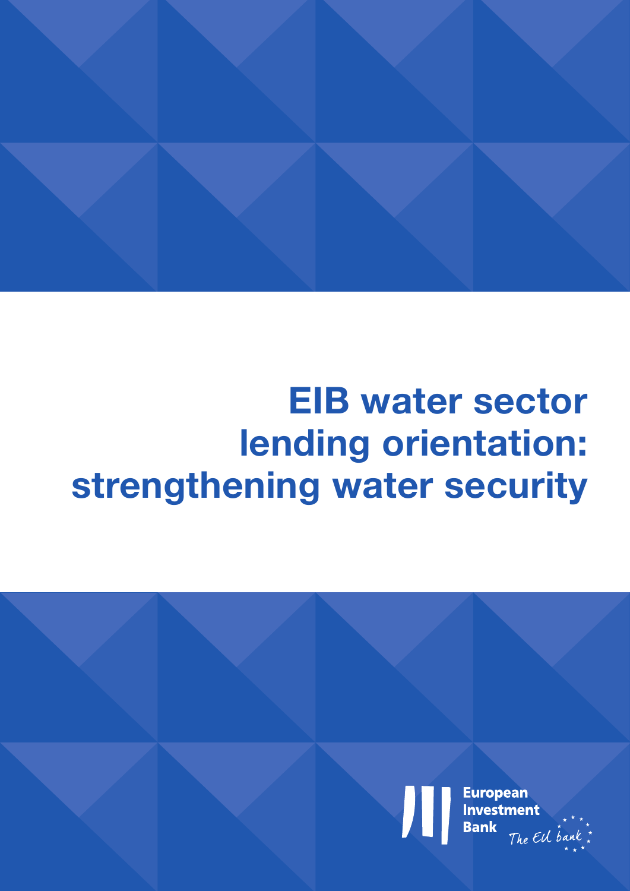# EIB water sector lending orientation: strengthening water security

European Investment Bank

The EU bank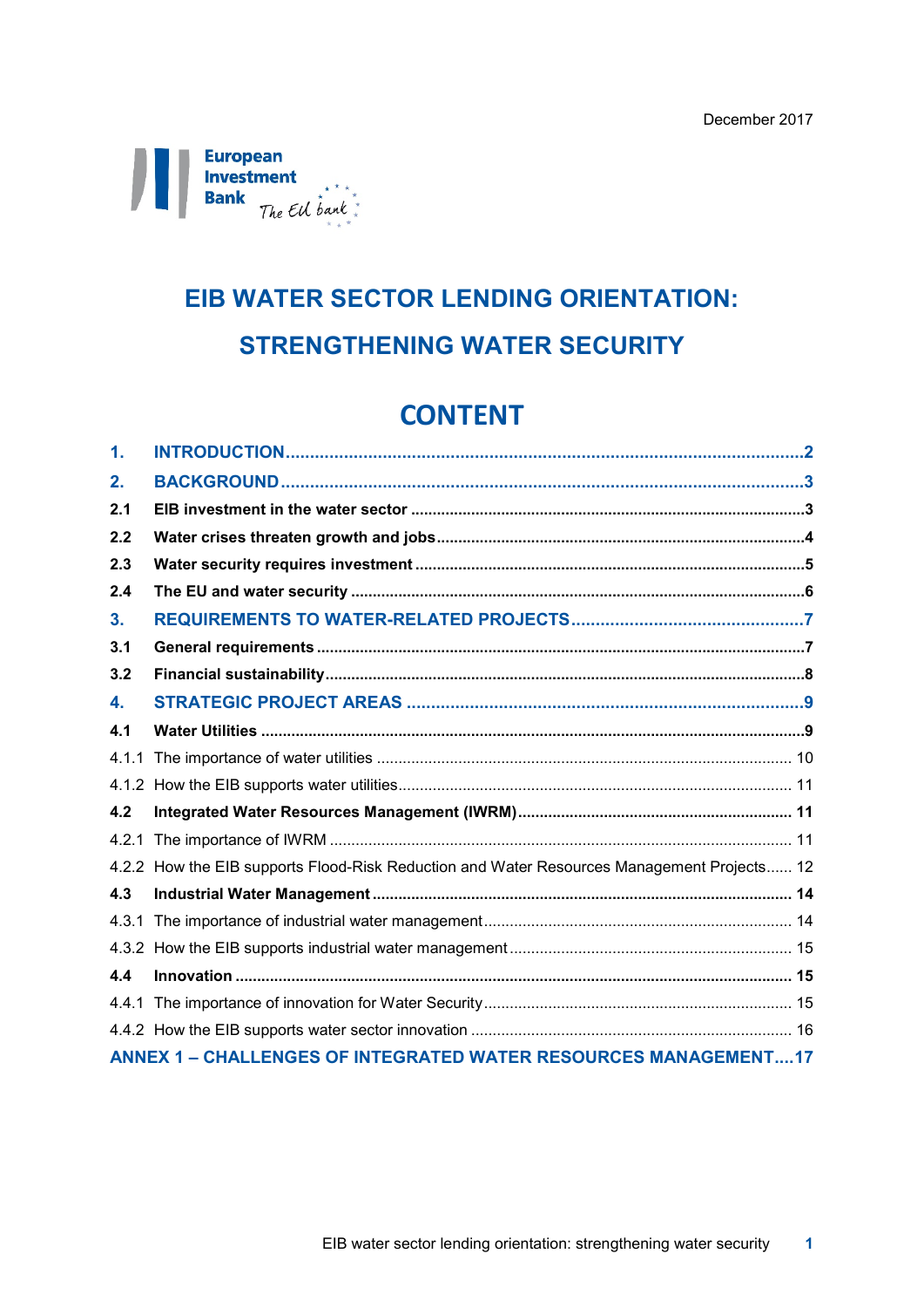December 2017

European Investment Bank *The EU bank*

# EIB WATER SECTOR LENDING ORIENTATION: STRENGTHENING WATER SECURITY

## CONTENT

| | | |
|---|---|---|
| **1.** | **INTRODUCTION** | **2** |
| **2.** | **BACKGROUND** | **3** |
| **2.1** | **EIB investment in the water sector** | **3** |
| **2.2** | **Water crises threaten growth and jobs** | **4** |
| **2.3** | **Water security requires investment** | **5** |
| **2.4** | **The EU and water security** | **6** |
| **3.** | **REQUIREMENTS TO WATER-RELATED PROJECTS** | **7** |
| **3.1** | **General requirements** | **7** |
| **3.2** | **Financial sustainability** | **8** |
| **4.** | **STRATEGIC PROJECT AREAS** | **9** |
| **4.1** | **Water Utilities** | **9** |
| 4.1.1 | The importance of water utilities | 10 |
| 4.1.2 | How the EIB supports water utilities | 11 |
| **4.2** | **Integrated Water Resources Management (IWRM)** | **11** |
| 4.2.1 | The importance of IWRM | 11 |
| 4.2.2 | How the EIB supports Flood-Risk Reduction and Water Resources Management Projects | 12 |
| **4.3** | **Industrial Water Management** | **14** |
| 4.3.1 | The importance of industrial water management | 14 |
| 4.3.2 | How the EIB supports industrial water management | 15 |
| **4.4** | **Innovation** | **15** |
| 4.4.1 | The importance of innovation for Water Security | 15 |
| 4.4.2 | How the EIB supports water sector innovation | 16 |
| | **ANNEX 1 – CHALLENGES OF INTEGRATED WATER RESOURCES MANAGEMENT** | **17** |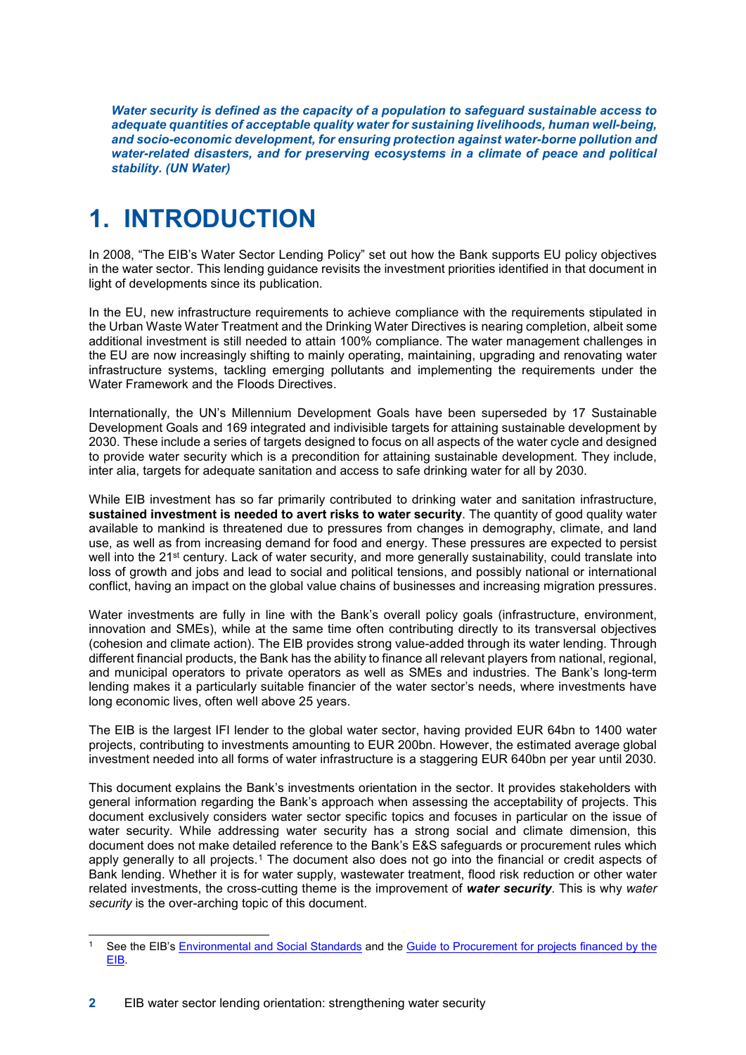***Water security is defined as the capacity of a population to safeguard sustainable access to adequate quantities of acceptable quality water for sustaining livelihoods, human well-being, and socio-economic development, for ensuring protection against water-borne pollution and water-related disasters, and for preserving ecosystems in a climate of peace and political stability. (UN Water)***

# 1. INTRODUCTION

In 2008, "The EIB's Water Sector Lending Policy" set out how the Bank supports EU policy objectives in the water sector. This lending guidance revisits the investment priorities identified in that document in light of developments since its publication.

In the EU, new infrastructure requirements to achieve compliance with the requirements stipulated in the Urban Waste Water Treatment and the Drinking Water Directives is nearing completion, albeit some additional investment is still needed to attain 100% compliance. The water management challenges in the EU are now increasingly shifting to mainly operating, maintaining, upgrading and renovating water infrastructure systems, tackling emerging pollutants and implementing the requirements under the Water Framework and the Floods Directives.

Internationally, the UN's Millennium Development Goals have been superseded by 17 Sustainable Development Goals and 169 integrated and indivisible targets for attaining sustainable development by 2030. These include a series of targets designed to focus on all aspects of the water cycle and designed to provide water security which is a precondition for attaining sustainable development. They include, inter alia, targets for adequate sanitation and access to safe drinking water for all by 2030.

While EIB investment has so far primarily contributed to drinking water and sanitation infrastructure, **sustained investment is needed to avert risks to water security**. The quantity of good quality water available to mankind is threatened due to pressures from changes in demography, climate, and land use, as well as from increasing demand for food and energy. These pressures are expected to persist well into the 21st century. Lack of water security, and more generally sustainability, could translate into loss of growth and jobs and lead to social and political tensions, and possibly national or international conflict, having an impact on the global value chains of businesses and increasing migration pressures.

Water investments are fully in line with the Bank's overall policy goals (infrastructure, environment, innovation and SMEs), while at the same time often contributing directly to its transversal objectives (cohesion and climate action). The EIB provides strong value-added through its water lending. Through different financial products, the Bank has the ability to finance all relevant players from national, regional, and municipal operators to private operators as well as SMEs and industries. The Bank's long-term lending makes it a particularly suitable financier of the water sector's needs, where investments have long economic lives, often well above 25 years.

The EIB is the largest IFI lender to the global water sector, having provided EUR 64bn to 1400 water projects, contributing to investments amounting to EUR 200bn. However, the estimated average global investment needed into all forms of water infrastructure is a staggering EUR 640bn per year until 2030.

This document explains the Bank's investments orientation in the sector. It provides stakeholders with general information regarding the Bank's approach when assessing the acceptability of projects. This document exclusively considers water sector specific topics and focuses in particular on the issue of water security. While addressing water security has a strong social and climate dimension, this document does not make detailed reference to the Bank's E&S safeguards or procurement rules which apply generally to all projects.[1] The document also does not go into the financial or credit aspects of Bank lending. Whether it is for water supply, wastewater treatment, flood risk reduction or other water related investments, the cross-cutting theme is the improvement of ***water security***. This is why *water security* is the over-arching topic of this document.

[1] See the EIB's Environmental and Social Standards and the Guide to Procurement for projects financed by the EIB.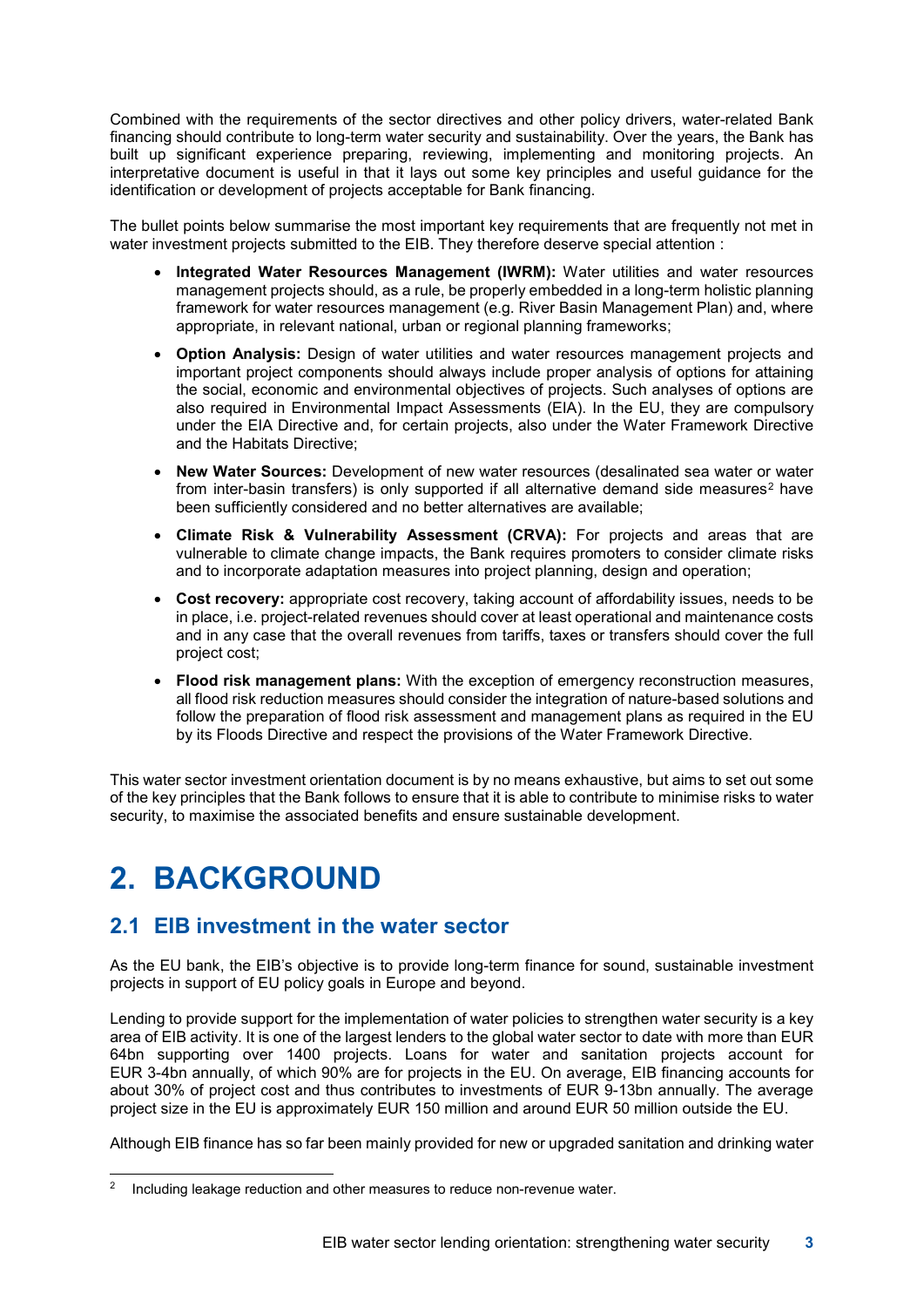Combined with the requirements of the sector directives and other policy drivers, water-related Bank financing should contribute to long-term water security and sustainability. Over the years, the Bank has built up significant experience preparing, reviewing, implementing and monitoring projects. An interpretative document is useful in that it lays out some key principles and useful guidance for the identification or development of projects acceptable for Bank financing.

The bullet points below summarise the most important key requirements that are frequently not met in water investment projects submitted to the EIB. They therefore deserve special attention :

- **Integrated Water Resources Management (IWRM):** Water utilities and water resources management projects should, as a rule, be properly embedded in a long-term holistic planning framework for water resources management (e.g. River Basin Management Plan) and, where appropriate, in relevant national, urban or regional planning frameworks;
- **Option Analysis:** Design of water utilities and water resources management projects and important project components should always include proper analysis of options for attaining the social, economic and environmental objectives of projects. Such analyses of options are also required in Environmental Impact Assessments (EIA). In the EU, they are compulsory under the EIA Directive and, for certain projects, also under the Water Framework Directive and the Habitats Directive;
- **New Water Sources:** Development of new water resources (desalinated sea water or water from inter-basin transfers) is only supported if all alternative demand side measures[2] have been sufficiently considered and no better alternatives are available;
- **Climate Risk & Vulnerability Assessment (CRVA):** For projects and areas that are vulnerable to climate change impacts, the Bank requires promoters to consider climate risks and to incorporate adaptation measures into project planning, design and operation;
- **Cost recovery:** appropriate cost recovery, taking account of affordability issues, needs to be in place, i.e. project-related revenues should cover at least operational and maintenance costs and in any case that the overall revenues from tariffs, taxes or transfers should cover the full project cost;
- **Flood risk management plans:** With the exception of emergency reconstruction measures, all flood risk reduction measures should consider the integration of nature-based solutions and follow the preparation of flood risk assessment and management plans as required in the EU by its Floods Directive and respect the provisions of the Water Framework Directive.

This water sector investment orientation document is by no means exhaustive, but aims to set out some of the key principles that the Bank follows to ensure that it is able to contribute to minimise risks to water security, to maximise the associated benefits and ensure sustainable development.

# 2. BACKGROUND

## 2.1 EIB investment in the water sector

As the EU bank, the EIB's objective is to provide long-term finance for sound, sustainable investment projects in support of EU policy goals in Europe and beyond.

Lending to provide support for the implementation of water policies to strengthen water security is a key area of EIB activity. It is one of the largest lenders to the global water sector to date with more than EUR 64bn supporting over 1400 projects. Loans for water and sanitation projects account for EUR 3-4bn annually, of which 90% are for projects in the EU. On average, EIB financing accounts for about 30% of project cost and thus contributes to investments of EUR 9-13bn annually. The average project size in the EU is approximately EUR 150 million and around EUR 50 million outside the EU.

Although EIB finance has so far been mainly provided for new or upgraded sanitation and drinking water

[2] Including leakage reduction and other measures to reduce non-revenue water.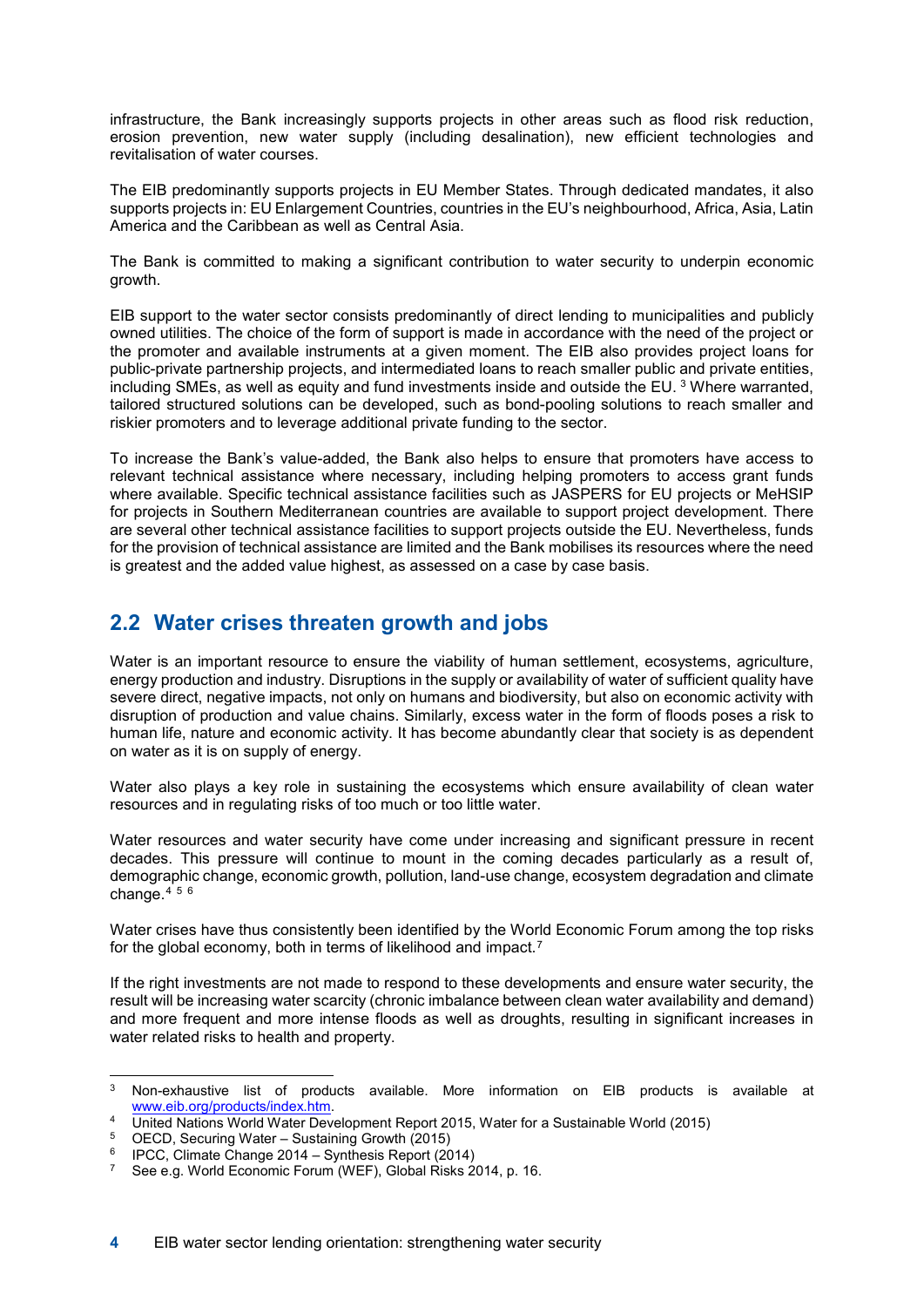infrastructure, the Bank increasingly supports projects in other areas such as flood risk reduction, erosion prevention, new water supply (including desalination), new efficient technologies and revitalisation of water courses.

The EIB predominantly supports projects in EU Member States. Through dedicated mandates, it also supports projects in: EU Enlargement Countries, countries in the EU's neighbourhood, Africa, Asia, Latin America and the Caribbean as well as Central Asia.

The Bank is committed to making a significant contribution to water security to underpin economic growth.

EIB support to the water sector consists predominantly of direct lending to municipalities and publicly owned utilities. The choice of the form of support is made in accordance with the need of the project or the promoter and available instruments at a given moment. The EIB also provides project loans for public-private partnership projects, and intermediated loans to reach smaller public and private entities, including SMEs, as well as equity and fund investments inside and outside the EU. [3] Where warranted, tailored structured solutions can be developed, such as bond-pooling solutions to reach smaller and riskier promoters and to leverage additional private funding to the sector.

To increase the Bank's value-added, the Bank also helps to ensure that promoters have access to relevant technical assistance where necessary, including helping promoters to access grant funds where available. Specific technical assistance facilities such as JASPERS for EU projects or MeHSIP for projects in Southern Mediterranean countries are available to support project development. There are several other technical assistance facilities to support projects outside the EU. Nevertheless, funds for the provision of technical assistance are limited and the Bank mobilises its resources where the need is greatest and the added value highest, as assessed on a case by case basis.

## 2.2 Water crises threaten growth and jobs

Water is an important resource to ensure the viability of human settlement, ecosystems, agriculture, energy production and industry. Disruptions in the supply or availability of water of sufficient quality have severe direct, negative impacts, not only on humans and biodiversity, but also on economic activity with disruption of production and value chains. Similarly, excess water in the form of floods poses a risk to human life, nature and economic activity. It has become abundantly clear that society is as dependent on water as it is on supply of energy.

Water also plays a key role in sustaining the ecosystems which ensure availability of clean water resources and in regulating risks of too much or too little water.

Water resources and water security have come under increasing and significant pressure in recent decades. This pressure will continue to mount in the coming decades particularly as a result of, demographic change, economic growth, pollution, land-use change, ecosystem degradation and climate change. [4] [5] [6]

Water crises have thus consistently been identified by the World Economic Forum among the top risks for the global economy, both in terms of likelihood and impact. [7]

If the right investments are not made to respond to these developments and ensure water security, the result will be increasing water scarcity (chronic imbalance between clean water availability and demand) and more frequent and more intense floods as well as droughts, resulting in significant increases in water related risks to health and property.

---

[3] Non-exhaustive list of products available. More information on EIB products is available at www.eib.org/products/index.htm.

[4] United Nations World Water Development Report 2015, Water for a Sustainable World (2015)

[5] OECD, Securing Water – Sustaining Growth (2015)

[6] IPCC, Climate Change 2014 – Synthesis Report (2014)

[7] See e.g. World Economic Forum (WEF), Global Risks 2014, p. 16.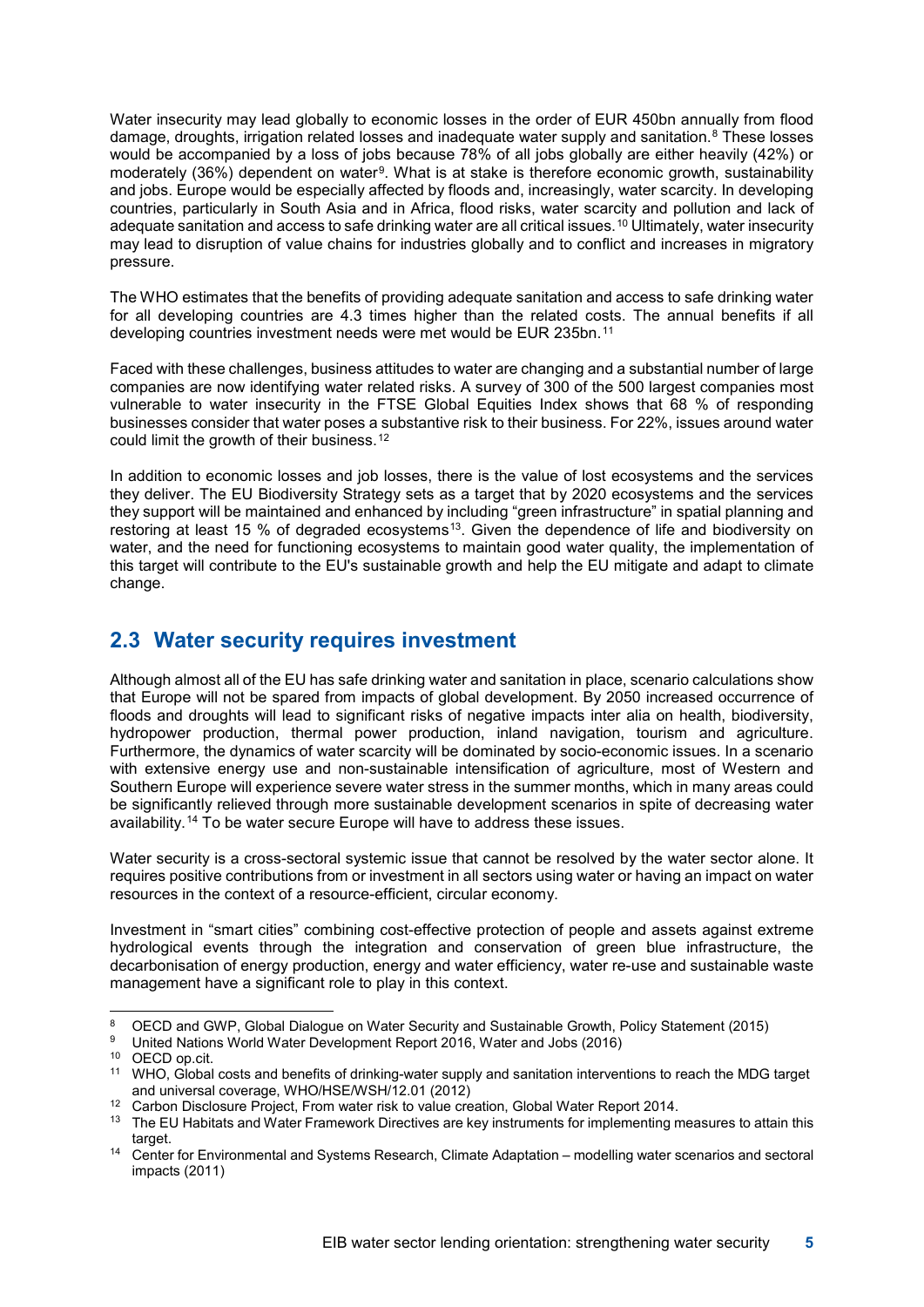Water insecurity may lead globally to economic losses in the order of EUR 450bn annually from flood damage, droughts, irrigation related losses and inadequate water supply and sanitation.[8] These losses would be accompanied by a loss of jobs because 78% of all jobs globally are either heavily (42%) or moderately (36%) dependent on water[9]. What is at stake is therefore economic growth, sustainability and jobs. Europe would be especially affected by floods and, increasingly, water scarcity. In developing countries, particularly in South Asia and in Africa, flood risks, water scarcity and pollution and lack of adequate sanitation and access to safe drinking water are all critical issues.[10] Ultimately, water insecurity may lead to disruption of value chains for industries globally and to conflict and increases in migratory pressure.

The WHO estimates that the benefits of providing adequate sanitation and access to safe drinking water for all developing countries are 4.3 times higher than the related costs. The annual benefits if all developing countries investment needs were met would be EUR 235bn.[11]

Faced with these challenges, business attitudes to water are changing and a substantial number of large companies are now identifying water related risks. A survey of 300 of the 500 largest companies most vulnerable to water insecurity in the FTSE Global Equities Index shows that 68 % of responding businesses consider that water poses a substantive risk to their business. For 22%, issues around water could limit the growth of their business.[12]

In addition to economic losses and job losses, there is the value of lost ecosystems and the services they deliver. The EU Biodiversity Strategy sets as a target that by 2020 ecosystems and the services they support will be maintained and enhanced by including "green infrastructure" in spatial planning and restoring at least 15 % of degraded ecosystems[13]. Given the dependence of life and biodiversity on water, and the need for functioning ecosystems to maintain good water quality, the implementation of this target will contribute to the EU's sustainable growth and help the EU mitigate and adapt to climate change.

## 2.3 Water security requires investment

Although almost all of the EU has safe drinking water and sanitation in place, scenario calculations show that Europe will not be spared from impacts of global development. By 2050 increased occurrence of floods and droughts will lead to significant risks of negative impacts inter alia on health, biodiversity, hydropower production, thermal power production, inland navigation, tourism and agriculture. Furthermore, the dynamics of water scarcity will be dominated by socio-economic issues. In a scenario with extensive energy use and non-sustainable intensification of agriculture, most of Western and Southern Europe will experience severe water stress in the summer months, which in many areas could be significantly relieved through more sustainable development scenarios in spite of decreasing water availability.[14] To be water secure Europe will have to address these issues.

Water security is a cross-sectoral systemic issue that cannot be resolved by the water sector alone. It requires positive contributions from or investment in all sectors using water or having an impact on water resources in the context of a resource-efficient, circular economy.

Investment in "smart cities" combining cost-effective protection of people and assets against extreme hydrological events through the integration and conservation of green blue infrastructure, the decarbonisation of energy production, energy and water efficiency, water re-use and sustainable waste management have a significant role to play in this context.

---

[8] OECD and GWP, Global Dialogue on Water Security and Sustainable Growth, Policy Statement (2015)

[9] United Nations World Water Development Report 2016, Water and Jobs (2016)

[10] OECD op.cit.

[11] WHO, Global costs and benefits of drinking-water supply and sanitation interventions to reach the MDG target and universal coverage, WHO/HSE/WSH/12.01 (2012)

[12] Carbon Disclosure Project, From water risk to value creation, Global Water Report 2014.

[13] The EU Habitats and Water Framework Directives are key instruments for implementing measures to attain this target.

[14] Center for Environmental and Systems Research, Climate Adaptation – modelling water scenarios and sectoral impacts (2011)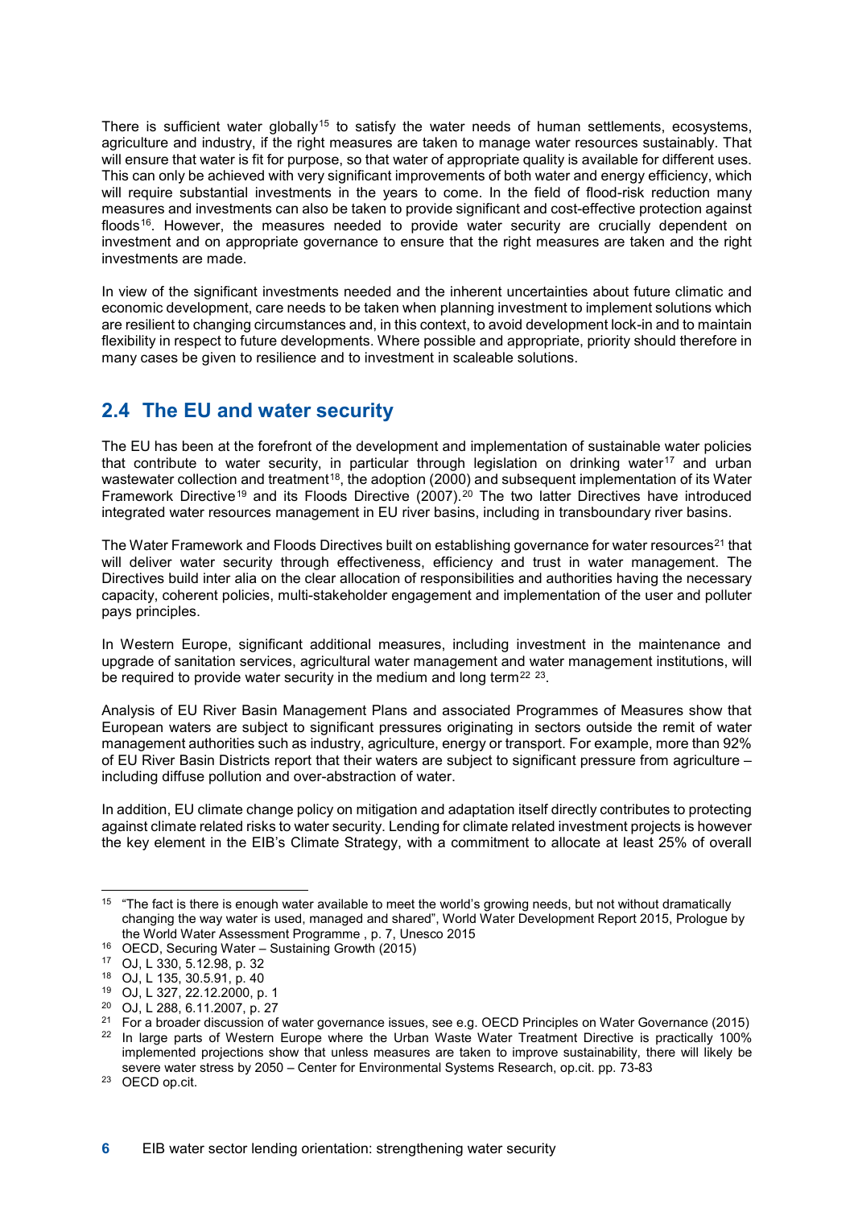There is sufficient water globally[15] to satisfy the water needs of human settlements, ecosystems, agriculture and industry, if the right measures are taken to manage water resources sustainably. That will ensure that water is fit for purpose, so that water of appropriate quality is available for different uses. This can only be achieved with very significant improvements of both water and energy efficiency, which will require substantial investments in the years to come. In the field of flood-risk reduction many measures and investments can also be taken to provide significant and cost-effective protection against floods[16]. However, the measures needed to provide water security are crucially dependent on investment and on appropriate governance to ensure that the right measures are taken and the right investments are made.

In view of the significant investments needed and the inherent uncertainties about future climatic and economic development, care needs to be taken when planning investment to implement solutions which are resilient to changing circumstances and, in this context, to avoid development lock-in and to maintain flexibility in respect to future developments. Where possible and appropriate, priority should therefore in many cases be given to resilience and to investment in scaleable solutions.

## 2.4 The EU and water security

The EU has been at the forefront of the development and implementation of sustainable water policies that contribute to water security, in particular through legislation on drinking water[17] and urban wastewater collection and treatment[18], the adoption (2000) and subsequent implementation of its Water Framework Directive[19] and its Floods Directive (2007).[20] The two latter Directives have introduced integrated water resources management in EU river basins, including in transboundary river basins.

The Water Framework and Floods Directives built on establishing governance for water resources[21] that will deliver water security through effectiveness, efficiency and trust in water management. The Directives build inter alia on the clear allocation of responsibilities and authorities having the necessary capacity, coherent policies, multi-stakeholder engagement and implementation of the user and polluter pays principles.

In Western Europe, significant additional measures, including investment in the maintenance and upgrade of sanitation services, agricultural water management and water management institutions, will be required to provide water security in the medium and long term[22] [23].

Analysis of EU River Basin Management Plans and associated Programmes of Measures show that European waters are subject to significant pressures originating in sectors outside the remit of water management authorities such as industry, agriculture, energy or transport. For example, more than 92% of EU River Basin Districts report that their waters are subject to significant pressure from agriculture – including diffuse pollution and over-abstraction of water.

In addition, EU climate change policy on mitigation and adaptation itself directly contributes to protecting against climate related risks to water security. Lending for climate related investment projects is however the key element in the EIB's Climate Strategy, with a commitment to allocate at least 25% of overall

---

[15] "The fact is there is enough water available to meet the world's growing needs, but not without dramatically changing the way water is used, managed and shared", World Water Development Report 2015, Prologue by the World Water Assessment Programme , p. 7, Unesco 2015

[16] OECD, Securing Water – Sustaining Growth (2015)

[17] OJ, L 330, 5.12.98, p. 32

[18] OJ, L 135, 30.5.91, p. 40

[19] OJ, L 327, 22.12.2000, p. 1

[20] OJ, L 288, 6.11.2007, p. 27

[21] For a broader discussion of water governance issues, see e.g. OECD Principles on Water Governance (2015)

[22] In large parts of Western Europe where the Urban Waste Water Treatment Directive is practically 100% implemented projections show that unless measures are taken to improve sustainability, there will likely be severe water stress by 2050 – Center for Environmental Systems Research, op.cit. pp. 73-83

[23] OECD op.cit.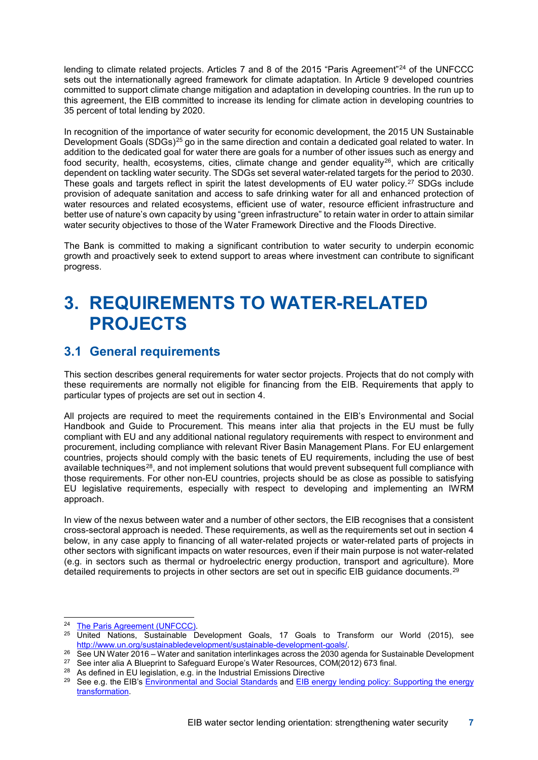lending to climate related projects. Articles 7 and 8 of the 2015 "Paris Agreement"[24] of the UNFCCC sets out the internationally agreed framework for climate adaptation. In Article 9 developed countries committed to support climate change mitigation and adaptation in developing countries. In the run up to this agreement, the EIB committed to increase its lending for climate action in developing countries to 35 percent of total lending by 2020.

In recognition of the importance of water security for economic development, the 2015 UN Sustainable Development Goals (SDGs)[25] go in the same direction and contain a dedicated goal related to water. In addition to the dedicated goal for water there are goals for a number of other issues such as energy and food security, health, ecosystems, cities, climate change and gender equality[26], which are critically dependent on tackling water security. The SDGs set several water-related targets for the period to 2030. These goals and targets reflect in spirit the latest developments of EU water policy.[27] SDGs include provision of adequate sanitation and access to safe drinking water for all and enhanced protection of water resources and related ecosystems, efficient use of water, resource efficient infrastructure and better use of nature's own capacity by using "green infrastructure" to retain water in order to attain similar water security objectives to those of the Water Framework Directive and the Floods Directive.

The Bank is committed to making a significant contribution to water security to underpin economic growth and proactively seek to extend support to areas where investment can contribute to significant progress.

# 3. REQUIREMENTS TO WATER-RELATED PROJECTS

## 3.1 General requirements

This section describes general requirements for water sector projects. Projects that do not comply with these requirements are normally not eligible for financing from the EIB. Requirements that apply to particular types of projects are set out in section 4.

All projects are required to meet the requirements contained in the EIB's Environmental and Social Handbook and Guide to Procurement. This means inter alia that projects in the EU must be fully compliant with EU and any additional national regulatory requirements with respect to environment and procurement, including compliance with relevant River Basin Management Plans. For EU enlargement countries, projects should comply with the basic tenets of EU requirements, including the use of best available techniques[28], and not implement solutions that would prevent subsequent full compliance with those requirements. For other non-EU countries, projects should be as close as possible to satisfying EU legislative requirements, especially with respect to developing and implementing an IWRM approach.

In view of the nexus between water and a number of other sectors, the EIB recognises that a consistent cross-sectoral approach is needed. These requirements, as well as the requirements set out in section 4 below, in any case apply to financing of all water-related projects or water-related parts of projects in other sectors with significant impacts on water resources, even if their main purpose is not water-related (e.g. in sectors such as thermal or hydroelectric energy production, transport and agriculture). More detailed requirements to projects in other sectors are set out in specific EIB guidance documents.[29]

---

[24] The Paris Agreement (UNFCCC).

[25] United Nations, Sustainable Development Goals, 17 Goals to Transform our World (2015), see http://www.un.org/sustainabledevelopment/sustainable-development-goals/.

[26] See UN Water 2016 – Water and sanitation interlinkages across the 2030 agenda for Sustainable Development

[27] See inter alia A Blueprint to Safeguard Europe's Water Resources, COM(2012) 673 final.

[28] As defined in EU legislation, e.g. in the Industrial Emissions Directive

[29] See e.g. the EIB's Environmental and Social Standards and EIB energy lending policy: Supporting the energy transformation.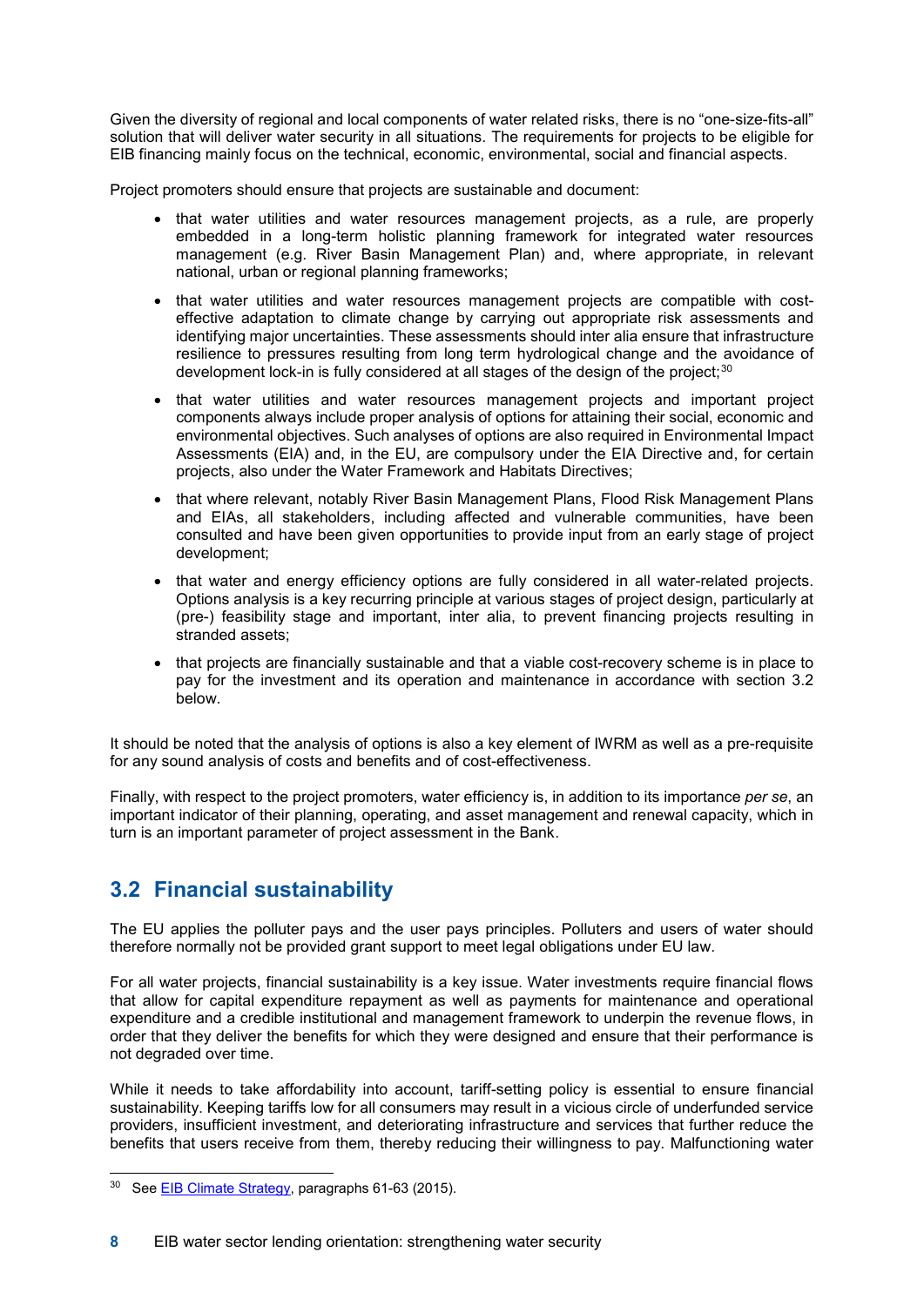Given the diversity of regional and local components of water related risks, there is no "one-size-fits-all" solution that will deliver water security in all situations. The requirements for projects to be eligible for EIB financing mainly focus on the technical, economic, environmental, social and financial aspects.

Project promoters should ensure that projects are sustainable and document:

- that water utilities and water resources management projects, as a rule, are properly embedded in a long-term holistic planning framework for integrated water resources management (e.g. River Basin Management Plan) and, where appropriate, in relevant national, urban or regional planning frameworks;
- that water utilities and water resources management projects are compatible with cost-effective adaptation to climate change by carrying out appropriate risk assessments and identifying major uncertainties. These assessments should inter alia ensure that infrastructure resilience to pressures resulting from long term hydrological change and the avoidance of development lock-in is fully considered at all stages of the design of the project;[30]
- that water utilities and water resources management projects and important project components always include proper analysis of options for attaining their social, economic and environmental objectives. Such analyses of options are also required in Environmental Impact Assessments (EIA) and, in the EU, are compulsory under the EIA Directive and, for certain projects, also under the Water Framework and Habitats Directives;
- that where relevant, notably River Basin Management Plans, Flood Risk Management Plans and EIAs, all stakeholders, including affected and vulnerable communities, have been consulted and have been given opportunities to provide input from an early stage of project development;
- that water and energy efficiency options are fully considered in all water-related projects. Options analysis is a key recurring principle at various stages of project design, particularly at (pre-) feasibility stage and important, inter alia, to prevent financing projects resulting in stranded assets;
- that projects are financially sustainable and that a viable cost-recovery scheme is in place to pay for the investment and its operation and maintenance in accordance with section 3.2 below.

It should be noted that the analysis of options is also a key element of IWRM as well as a pre-requisite for any sound analysis of costs and benefits and of cost-effectiveness.

Finally, with respect to the project promoters, water efficiency is, in addition to its importance *per se*, an important indicator of their planning, operating, and asset management and renewal capacity, which in turn is an important parameter of project assessment in the Bank.

## 3.2 Financial sustainability

The EU applies the polluter pays and the user pays principles. Polluters and users of water should therefore normally not be provided grant support to meet legal obligations under EU law.

For all water projects, financial sustainability is a key issue. Water investments require financial flows that allow for capital expenditure repayment as well as payments for maintenance and operational expenditure and a credible institutional and management framework to underpin the revenue flows, in order that they deliver the benefits for which they were designed and ensure that their performance is not degraded over time.

While it needs to take affordability into account, tariff-setting policy is essential to ensure financial sustainability. Keeping tariffs low for all consumers may result in a vicious circle of underfunded service providers, insufficient investment, and deteriorating infrastructure and services that further reduce the benefits that users receive from them, thereby reducing their willingness to pay. Malfunctioning water

[30] See EIB Climate Strategy, paragraphs 61-63 (2015).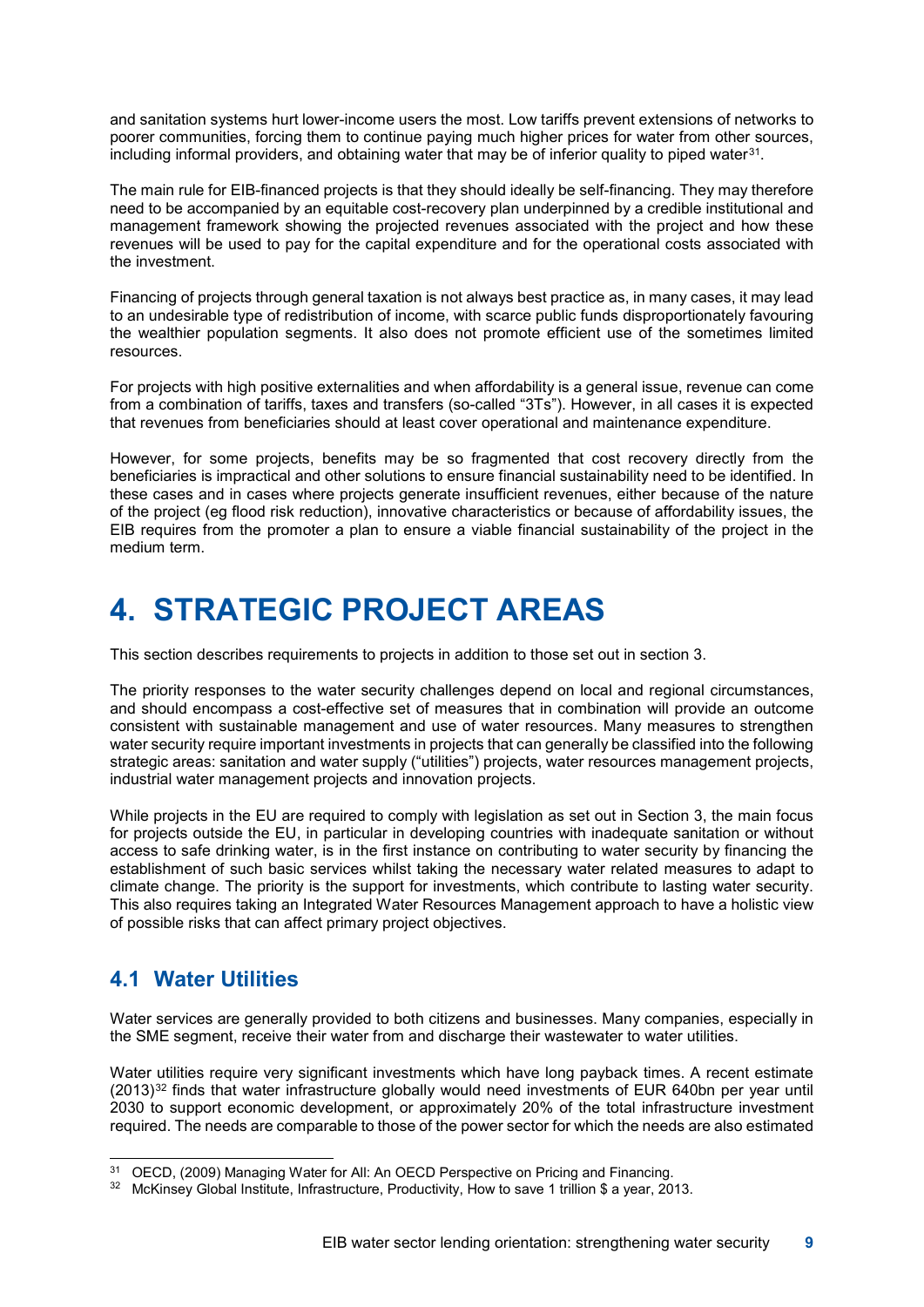and sanitation systems hurt lower-income users the most. Low tariffs prevent extensions of networks to poorer communities, forcing them to continue paying much higher prices for water from other sources, including informal providers, and obtaining water that may be of inferior quality to piped water[31].

The main rule for EIB-financed projects is that they should ideally be self-financing. They may therefore need to be accompanied by an equitable cost-recovery plan underpinned by a credible institutional and management framework showing the projected revenues associated with the project and how these revenues will be used to pay for the capital expenditure and for the operational costs associated with the investment.

Financing of projects through general taxation is not always best practice as, in many cases, it may lead to an undesirable type of redistribution of income, with scarce public funds disproportionately favouring the wealthier population segments. It also does not promote efficient use of the sometimes limited resources.

For projects with high positive externalities and when affordability is a general issue, revenue can come from a combination of tariffs, taxes and transfers (so-called "3Ts"). However, in all cases it is expected that revenues from beneficiaries should at least cover operational and maintenance expenditure.

However, for some projects, benefits may be so fragmented that cost recovery directly from the beneficiaries is impractical and other solutions to ensure financial sustainability need to be identified. In these cases and in cases where projects generate insufficient revenues, either because of the nature of the project (eg flood risk reduction), innovative characteristics or because of affordability issues, the EIB requires from the promoter a plan to ensure a viable financial sustainability of the project in the medium term.

# 4. STRATEGIC PROJECT AREAS

This section describes requirements to projects in addition to those set out in section 3.

The priority responses to the water security challenges depend on local and regional circumstances, and should encompass a cost-effective set of measures that in combination will provide an outcome consistent with sustainable management and use of water resources. Many measures to strengthen water security require important investments in projects that can generally be classified into the following strategic areas: sanitation and water supply ("utilities") projects, water resources management projects, industrial water management projects and innovation projects.

While projects in the EU are required to comply with legislation as set out in Section 3, the main focus for projects outside the EU, in particular in developing countries with inadequate sanitation or without access to safe drinking water, is in the first instance on contributing to water security by financing the establishment of such basic services whilst taking the necessary water related measures to adapt to climate change. The priority is the support for investments, which contribute to lasting water security. This also requires taking an Integrated Water Resources Management approach to have a holistic view of possible risks that can affect primary project objectives.

## 4.1 Water Utilities

Water services are generally provided to both citizens and businesses. Many companies, especially in the SME segment, receive their water from and discharge their wastewater to water utilities.

Water utilities require very significant investments which have long payback times. A recent estimate (2013)[32] finds that water infrastructure globally would need investments of EUR 640bn per year until 2030 to support economic development, or approximately 20% of the total infrastructure investment required. The needs are comparable to those of the power sector for which the needs are also estimated

---

[31] OECD, (2009) Managing Water for All: An OECD Perspective on Pricing and Financing.

[32] McKinsey Global Institute, Infrastructure, Productivity, How to save 1 trillion $ a year, 2013.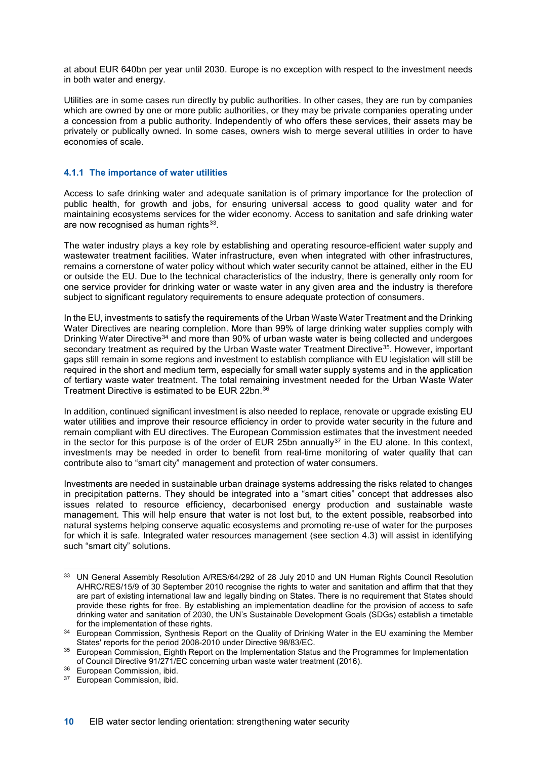at about EUR 640bn per year until 2030. Europe is no exception with respect to the investment needs in both water and energy.

Utilities are in some cases run directly by public authorities. In other cases, they are run by companies which are owned by one or more public authorities, or they may be private companies operating under a concession from a public authority. Independently of who offers these services, their assets may be privately or publically owned. In some cases, owners wish to merge several utilities in order to have economies of scale.

### 4.1.1 The importance of water utilities

Access to safe drinking water and adequate sanitation is of primary importance for the protection of public health, for growth and jobs, for ensuring universal access to good quality water and for maintaining ecosystems services for the wider economy. Access to sanitation and safe drinking water are now recognised as human rights[33].

The water industry plays a key role by establishing and operating resource-efficient water supply and wastewater treatment facilities. Water infrastructure, even when integrated with other infrastructures, remains a cornerstone of water policy without which water security cannot be attained, either in the EU or outside the EU. Due to the technical characteristics of the industry, there is generally only room for one service provider for drinking water or waste water in any given area and the industry is therefore subject to significant regulatory requirements to ensure adequate protection of consumers.

In the EU, investments to satisfy the requirements of the Urban Waste Water Treatment and the Drinking Water Directives are nearing completion. More than 99% of large drinking water supplies comply with Drinking Water Directive[34] and more than 90% of urban waste water is being collected and undergoes secondary treatment as required by the Urban Waste water Treatment Directive[35]. However, important gaps still remain in some regions and investment to establish compliance with EU legislation will still be required in the short and medium term, especially for small water supply systems and in the application of tertiary waste water treatment. The total remaining investment needed for the Urban Waste Water Treatment Directive is estimated to be EUR 22bn.[36]

In addition, continued significant investment is also needed to replace, renovate or upgrade existing EU water utilities and improve their resource efficiency in order to provide water security in the future and remain compliant with EU directives. The European Commission estimates that the investment needed in the sector for this purpose is of the order of EUR 25bn annually[37] in the EU alone. In this context, investments may be needed in order to benefit from real-time monitoring of water quality that can contribute also to "smart city" management and protection of water consumers.

Investments are needed in sustainable urban drainage systems addressing the risks related to changes in precipitation patterns. They should be integrated into a "smart cities" concept that addresses also issues related to resource efficiency, decarbonised energy production and sustainable waste management. This will help ensure that water is not lost but, to the extent possible, reabsorbed into natural systems helping conserve aquatic ecosystems and promoting re-use of water for the purposes for which it is safe. Integrated water resources management (see section 4.3) will assist in identifying such "smart city" solutions.

---

[33] UN General Assembly Resolution A/RES/64/292 of 28 July 2010 and UN Human Rights Council Resolution A/HRC/RES/15/9 of 30 September 2010 recognise the rights to water and sanitation and affirm that that they are part of existing international law and legally binding on States. There is no requirement that States should provide these rights for free. By establishing an implementation deadline for the provision of access to safe drinking water and sanitation of 2030, the UN's Sustainable Development Goals (SDGs) establish a timetable for the implementation of these rights.

[34] European Commission, Synthesis Report on the Quality of Drinking Water in the EU examining the Member States' reports for the period 2008-2010 under Directive 98/83/EC.

[35] European Commission, Eighth Report on the Implementation Status and the Programmes for Implementation of Council Directive 91/271/EC concerning urban waste water treatment (2016).

[36] European Commission, ibid.

[37] European Commission, ibid.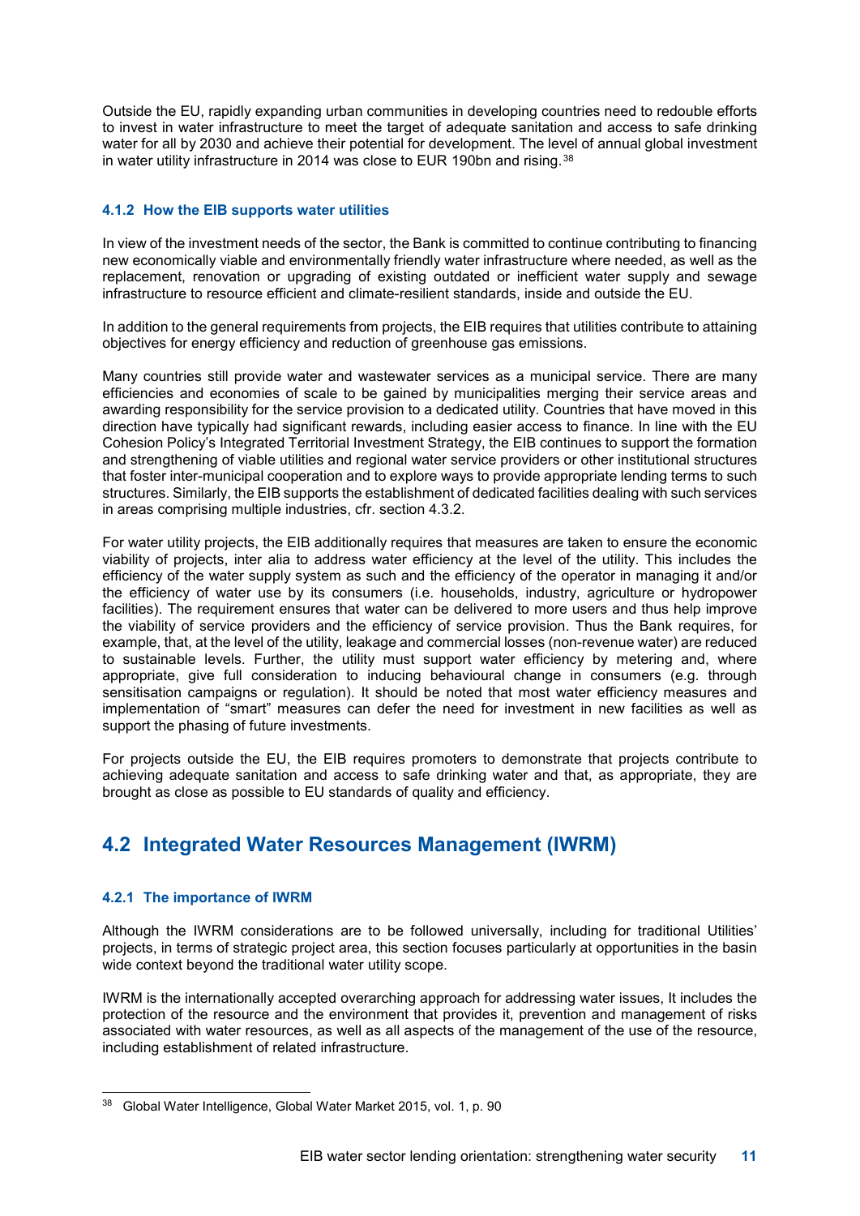Outside the EU, rapidly expanding urban communities in developing countries need to redouble efforts to invest in water infrastructure to meet the target of adequate sanitation and access to safe drinking water for all by 2030 and achieve their potential for development. The level of annual global investment in water utility infrastructure in 2014 was close to EUR 190bn and rising.[38]

### 4.1.2 How the EIB supports water utilities

In view of the investment needs of the sector, the Bank is committed to continue contributing to financing new economically viable and environmentally friendly water infrastructure where needed, as well as the replacement, renovation or upgrading of existing outdated or inefficient water supply and sewage infrastructure to resource efficient and climate-resilient standards, inside and outside the EU.

In addition to the general requirements from projects, the EIB requires that utilities contribute to attaining objectives for energy efficiency and reduction of greenhouse gas emissions.

Many countries still provide water and wastewater services as a municipal service. There are many efficiencies and economies of scale to be gained by municipalities merging their service areas and awarding responsibility for the service provision to a dedicated utility. Countries that have moved in this direction have typically had significant rewards, including easier access to finance. In line with the EU Cohesion Policy's Integrated Territorial Investment Strategy, the EIB continues to support the formation and strengthening of viable utilities and regional water service providers or other institutional structures that foster inter-municipal cooperation and to explore ways to provide appropriate lending terms to such structures. Similarly, the EIB supports the establishment of dedicated facilities dealing with such services in areas comprising multiple industries, cfr. section 4.3.2.

For water utility projects, the EIB additionally requires that measures are taken to ensure the economic viability of projects, inter alia to address water efficiency at the level of the utility. This includes the efficiency of the water supply system as such and the efficiency of the operator in managing it and/or the efficiency of water use by its consumers (i.e. households, industry, agriculture or hydropower facilities). The requirement ensures that water can be delivered to more users and thus help improve the viability of service providers and the efficiency of service provision. Thus the Bank requires, for example, that, at the level of the utility, leakage and commercial losses (non-revenue water) are reduced to sustainable levels. Further, the utility must support water efficiency by metering and, where appropriate, give full consideration to inducing behavioural change in consumers (e.g. through sensitisation campaigns or regulation). It should be noted that most water efficiency measures and implementation of "smart" measures can defer the need for investment in new facilities as well as support the phasing of future investments.

For projects outside the EU, the EIB requires promoters to demonstrate that projects contribute to achieving adequate sanitation and access to safe drinking water and that, as appropriate, they are brought as close as possible to EU standards of quality and efficiency.

## 4.2 Integrated Water Resources Management (IWRM)

### 4.2.1 The importance of IWRM

Although the IWRM considerations are to be followed universally, including for traditional Utilities' projects, in terms of strategic project area, this section focuses particularly at opportunities in the basin wide context beyond the traditional water utility scope.

IWRM is the internationally accepted overarching approach for addressing water issues, It includes the protection of the resource and the environment that provides it, prevention and management of risks associated with water resources, as well as all aspects of the management of the use of the resource, including establishment of related infrastructure.

[38] Global Water Intelligence, Global Water Market 2015, vol. 1, p. 90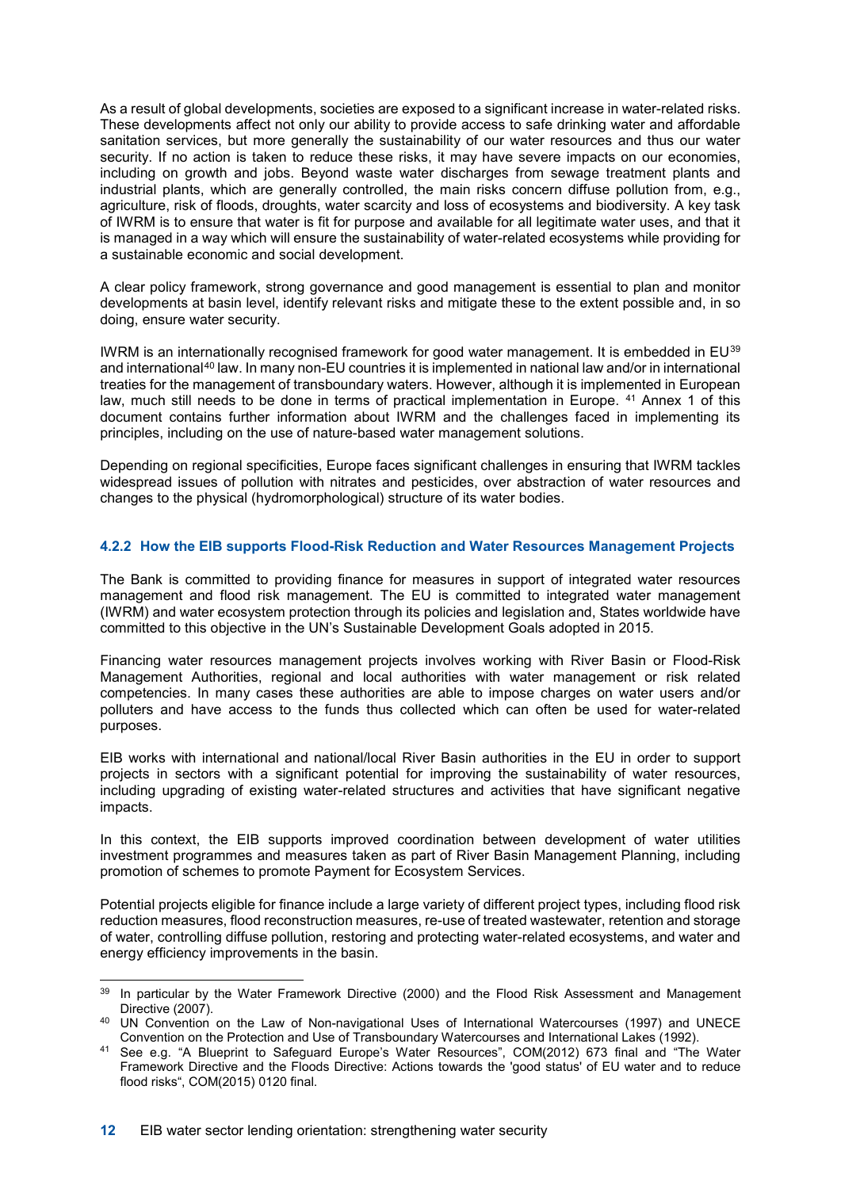As a result of global developments, societies are exposed to a significant increase in water-related risks. These developments affect not only our ability to provide access to safe drinking water and affordable sanitation services, but more generally the sustainability of our water resources and thus our water security. If no action is taken to reduce these risks, it may have severe impacts on our economies, including on growth and jobs. Beyond waste water discharges from sewage treatment plants and industrial plants, which are generally controlled, the main risks concern diffuse pollution from, e.g., agriculture, risk of floods, droughts, water scarcity and loss of ecosystems and biodiversity. A key task of IWRM is to ensure that water is fit for purpose and available for all legitimate water uses, and that it is managed in a way which will ensure the sustainability of water-related ecosystems while providing for a sustainable economic and social development.

A clear policy framework, strong governance and good management is essential to plan and monitor developments at basin level, identify relevant risks and mitigate these to the extent possible and, in so doing, ensure water security.

IWRM is an internationally recognised framework for good water management. It is embedded in EU[39] and international[40] law. In many non-EU countries it is implemented in national law and/or in international treaties for the management of transboundary waters. However, although it is implemented in European law, much still needs to be done in terms of practical implementation in Europe. [41] Annex 1 of this document contains further information about IWRM and the challenges faced in implementing its principles, including on the use of nature-based water management solutions.

Depending on regional specificities, Europe faces significant challenges in ensuring that IWRM tackles widespread issues of pollution with nitrates and pesticides, over abstraction of water resources and changes to the physical (hydromorphological) structure of its water bodies.

### 4.2.2 How the EIB supports Flood-Risk Reduction and Water Resources Management Projects

The Bank is committed to providing finance for measures in support of integrated water resources management and flood risk management. The EU is committed to integrated water management (IWRM) and water ecosystem protection through its policies and legislation and, States worldwide have committed to this objective in the UN's Sustainable Development Goals adopted in 2015.

Financing water resources management projects involves working with River Basin or Flood-Risk Management Authorities, regional and local authorities with water management or risk related competencies. In many cases these authorities are able to impose charges on water users and/or polluters and have access to the funds thus collected which can often be used for water-related purposes.

EIB works with international and national/local River Basin authorities in the EU in order to support projects in sectors with a significant potential for improving the sustainability of water resources, including upgrading of existing water-related structures and activities that have significant negative impacts.

In this context, the EIB supports improved coordination between development of water utilities investment programmes and measures taken as part of River Basin Management Planning, including promotion of schemes to promote Payment for Ecosystem Services.

Potential projects eligible for finance include a large variety of different project types, including flood risk reduction measures, flood reconstruction measures, re-use of treated wastewater, retention and storage of water, controlling diffuse pollution, restoring and protecting water-related ecosystems, and water and energy efficiency improvements in the basin.

---

[39] In particular by the Water Framework Directive (2000) and the Flood Risk Assessment and Management Directive (2007).

[40] UN Convention on the Law of Non-navigational Uses of International Watercourses (1997) and UNECE Convention on the Protection and Use of Transboundary Watercourses and International Lakes (1992).

[41] See e.g. "A Blueprint to Safeguard Europe's Water Resources", COM(2012) 673 final and "The Water Framework Directive and the Floods Directive: Actions towards the 'good status' of EU water and to reduce flood risks", COM(2015) 0120 final.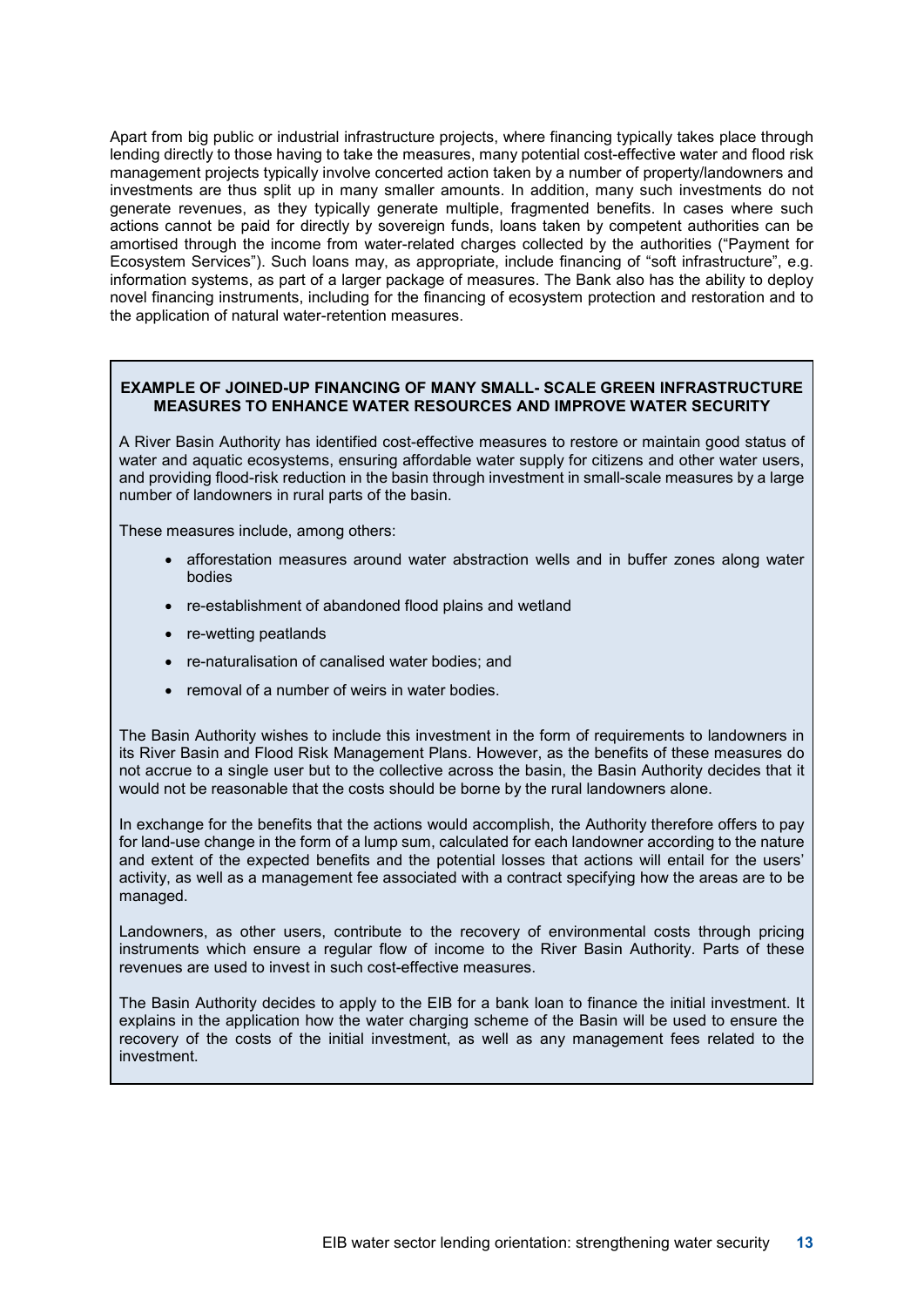Apart from big public or industrial infrastructure projects, where financing typically takes place through lending directly to those having to take the measures, many potential cost-effective water and flood risk management projects typically involve concerted action taken by a number of property/landowners and investments are thus split up in many smaller amounts. In addition, many such investments do not generate revenues, as they typically generate multiple, fragmented benefits. In cases where such actions cannot be paid for directly by sovereign funds, loans taken by competent authorities can be amortised through the income from water-related charges collected by the authorities ("Payment for Ecosystem Services"). Such loans may, as appropriate, include financing of "soft infrastructure", e.g. information systems, as part of a larger package of measures. The Bank also has the ability to deploy novel financing instruments, including for the financing of ecosystem protection and restoration and to the application of natural water-retention measures.

**EXAMPLE OF JOINED-UP FINANCING OF MANY SMALL- SCALE GREEN INFRASTRUCTURE MEASURES TO ENHANCE WATER RESOURCES AND IMPROVE WATER SECURITY**

A River Basin Authority has identified cost-effective measures to restore or maintain good status of water and aquatic ecosystems, ensuring affordable water supply for citizens and other water users, and providing flood-risk reduction in the basin through investment in small-scale measures by a large number of landowners in rural parts of the basin.

These measures include, among others:

- afforestation measures around water abstraction wells and in buffer zones along water bodies
- re-establishment of abandoned flood plains and wetland
- re-wetting peatlands
- re-naturalisation of canalised water bodies; and
- removal of a number of weirs in water bodies.

The Basin Authority wishes to include this investment in the form of requirements to landowners in its River Basin and Flood Risk Management Plans. However, as the benefits of these measures do not accrue to a single user but to the collective across the basin, the Basin Authority decides that it would not be reasonable that the costs should be borne by the rural landowners alone.

In exchange for the benefits that the actions would accomplish, the Authority therefore offers to pay for land-use change in the form of a lump sum, calculated for each landowner according to the nature and extent of the expected benefits and the potential losses that actions will entail for the users' activity, as well as a management fee associated with a contract specifying how the areas are to be managed.

Landowners, as other users, contribute to the recovery of environmental costs through pricing instruments which ensure a regular flow of income to the River Basin Authority. Parts of these revenues are used to invest in such cost-effective measures.

The Basin Authority decides to apply to the EIB for a bank loan to finance the initial investment. It explains in the application how the water charging scheme of the Basin will be used to ensure the recovery of the costs of the initial investment, as well as any management fees related to the investment.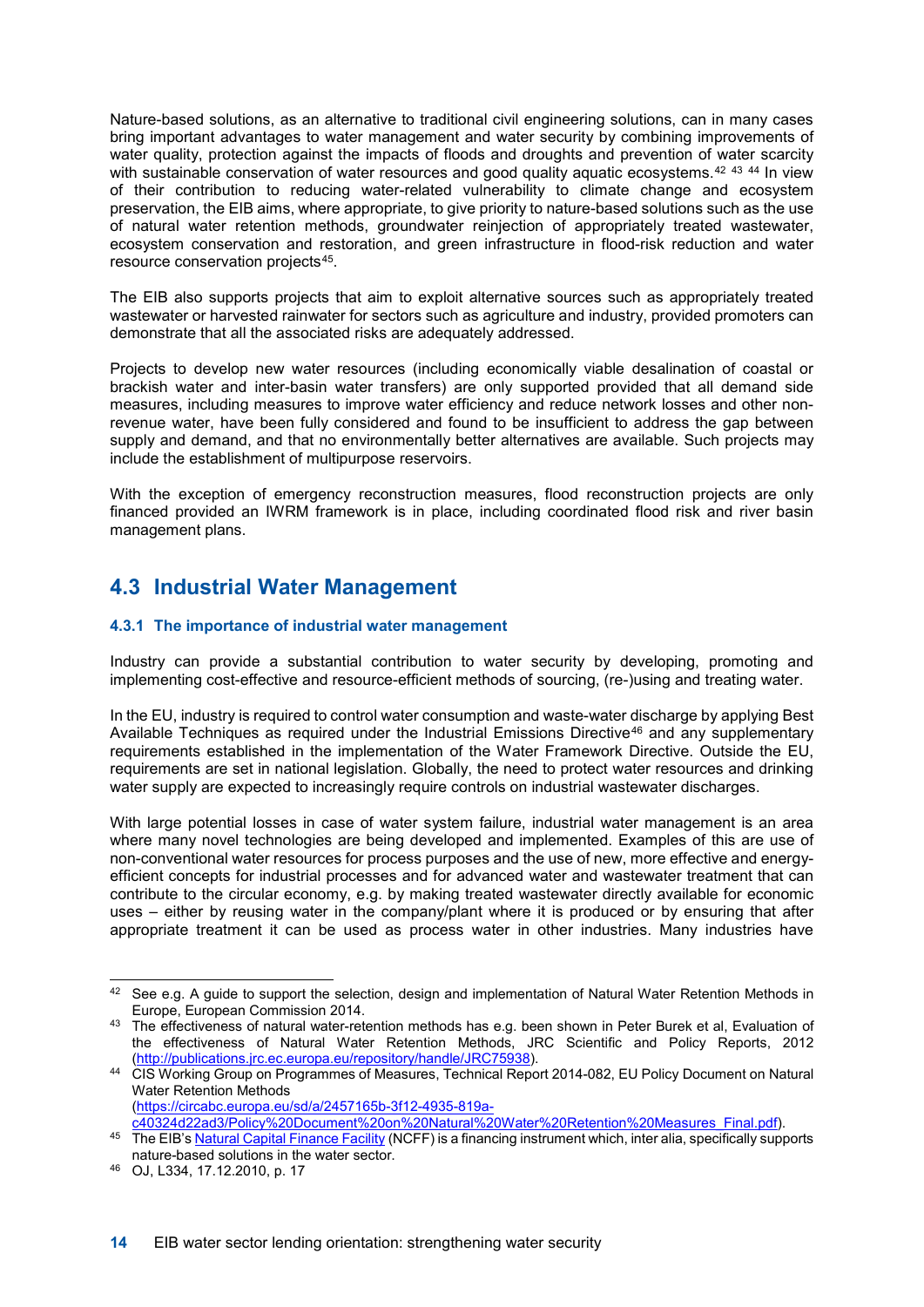Nature-based solutions, as an alternative to traditional civil engineering solutions, can in many cases bring important advantages to water management and water security by combining improvements of water quality, protection against the impacts of floods and droughts and prevention of water scarcity with sustainable conservation of water resources and good quality aquatic ecosystems.[42] [43] [44] In view of their contribution to reducing water-related vulnerability to climate change and ecosystem preservation, the EIB aims, where appropriate, to give priority to nature-based solutions such as the use of natural water retention methods, groundwater reinjection of appropriately treated wastewater, ecosystem conservation and restoration, and green infrastructure in flood-risk reduction and water resource conservation projects[45].

The EIB also supports projects that aim to exploit alternative sources such as appropriately treated wastewater or harvested rainwater for sectors such as agriculture and industry, provided promoters can demonstrate that all the associated risks are adequately addressed.

Projects to develop new water resources (including economically viable desalination of coastal or brackish water and inter-basin water transfers) are only supported provided that all demand side measures, including measures to improve water efficiency and reduce network losses and other non-revenue water, have been fully considered and found to be insufficient to address the gap between supply and demand, and that no environmentally better alternatives are available. Such projects may include the establishment of multipurpose reservoirs.

With the exception of emergency reconstruction measures, flood reconstruction projects are only financed provided an IWRM framework is in place, including coordinated flood risk and river basin management plans.

## 4.3 Industrial Water Management

### 4.3.1 The importance of industrial water management

Industry can provide a substantial contribution to water security by developing, promoting and implementing cost-effective and resource-efficient methods of sourcing, (re-)using and treating water.

In the EU, industry is required to control water consumption and waste-water discharge by applying Best Available Techniques as required under the Industrial Emissions Directive[46] and any supplementary requirements established in the implementation of the Water Framework Directive. Outside the EU, requirements are set in national legislation. Globally, the need to protect water resources and drinking water supply are expected to increasingly require controls on industrial wastewater discharges.

With large potential losses in case of water system failure, industrial water management is an area where many novel technologies are being developed and implemented. Examples of this are use of non-conventional water resources for process purposes and the use of new, more effective and energy-efficient concepts for industrial processes and for advanced water and wastewater treatment that can contribute to the circular economy, e.g. by making treated wastewater directly available for economic uses – either by reusing water in the company/plant where it is produced or by ensuring that after appropriate treatment it can be used as process water in other industries. Many industries have

---

[42] See e.g. A guide to support the selection, design and implementation of Natural Water Retention Methods in Europe, European Commission 2014.

[43] The effectiveness of natural water-retention methods has e.g. been shown in Peter Burek et al, Evaluation of the effectiveness of Natural Water Retention Methods, JRC Scientific and Policy Reports, 2012 (http://publications.jrc.ec.europa.eu/repository/handle/JRC75938).

[44] CIS Working Group on Programmes of Measures, Technical Report 2014-082, EU Policy Document on Natural Water Retention Methods (https://circabc.europa.eu/sd/a/2457165b-3f12-4935-819a-c40324d22ad3/Policy%20Document%20on%20Natural%20Water%20Retention%20Measures_Final.pdf).

[45] The EIB's Natural Capital Finance Facility (NCFF) is a financing instrument which, inter alia, specifically supports nature-based solutions in the water sector.

[46] OJ, L334, 17.12.2010, p. 17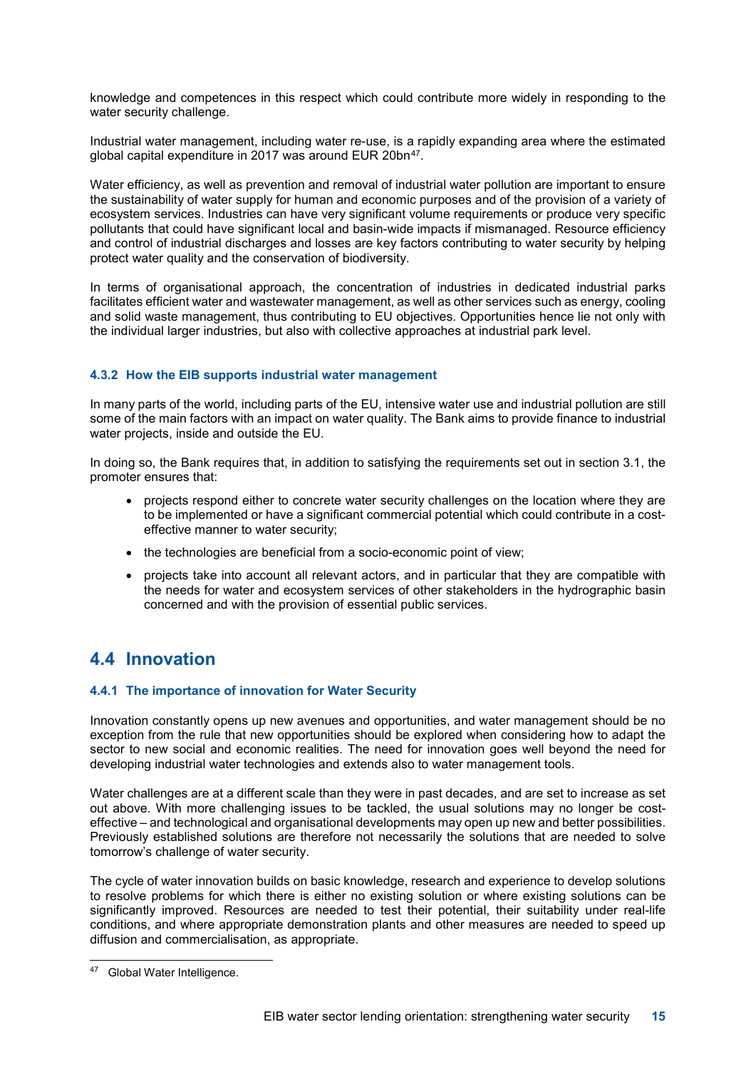knowledge and competences in this respect which could contribute more widely in responding to the water security challenge.

Industrial water management, including water re-use, is a rapidly expanding area where the estimated global capital expenditure in 2017 was around EUR 20bn[47].

Water efficiency, as well as prevention and removal of industrial water pollution are important to ensure the sustainability of water supply for human and economic purposes and of the provision of a variety of ecosystem services. Industries can have very significant volume requirements or produce very specific pollutants that could have significant local and basin-wide impacts if mismanaged. Resource efficiency and control of industrial discharges and losses are key factors contributing to water security by helping protect water quality and the conservation of biodiversity.

In terms of organisational approach, the concentration of industries in dedicated industrial parks facilitates efficient water and wastewater management, as well as other services such as energy, cooling and solid waste management, thus contributing to EU objectives. Opportunities hence lie not only with the individual larger industries, but also with collective approaches at industrial park level.

### 4.3.2 How the EIB supports industrial water management

In many parts of the world, including parts of the EU, intensive water use and industrial pollution are still some of the main factors with an impact on water quality. The Bank aims to provide finance to industrial water projects, inside and outside the EU.

In doing so, the Bank requires that, in addition to satisfying the requirements set out in section 3.1, the promoter ensures that:

- projects respond either to concrete water security challenges on the location where they are to be implemented or have a significant commercial potential which could contribute in a cost-effective manner to water security;
- the technologies are beneficial from a socio-economic point of view;
- projects take into account all relevant actors, and in particular that they are compatible with the needs for water and ecosystem services of other stakeholders in the hydrographic basin concerned and with the provision of essential public services.

## 4.4 Innovation

### 4.4.1 The importance of innovation for Water Security

Innovation constantly opens up new avenues and opportunities, and water management should be no exception from the rule that new opportunities should be explored when considering how to adapt the sector to new social and economic realities. The need for innovation goes well beyond the need for developing industrial water technologies and extends also to water management tools.

Water challenges are at a different scale than they were in past decades, and are set to increase as set out above. With more challenging issues to be tackled, the usual solutions may no longer be cost-effective – and technological and organisational developments may open up new and better possibilities. Previously established solutions are therefore not necessarily the solutions that are needed to solve tomorrow's challenge of water security.

The cycle of water innovation builds on basic knowledge, research and experience to develop solutions to resolve problems for which there is either no existing solution or where existing solutions can be significantly improved. Resources are needed to test their potential, their suitability under real-life conditions, and where appropriate demonstration plants and other measures are needed to speed up diffusion and commercialisation, as appropriate.

[47] Global Water Intelligence.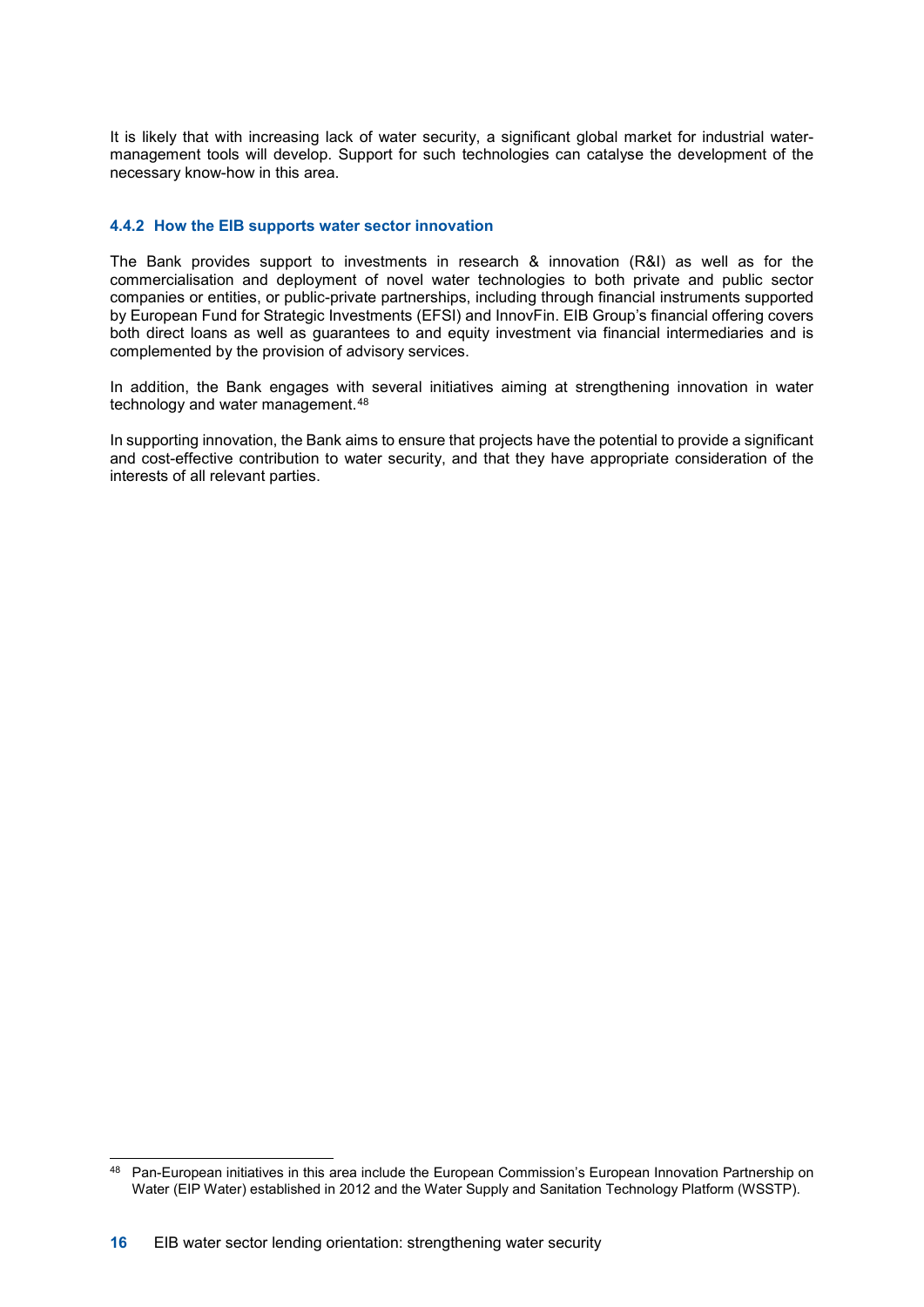It is likely that with increasing lack of water security, a significant global market for industrial water-management tools will develop. Support for such technologies can catalyse the development of the necessary know-how in this area.

### 4.4.2 How the EIB supports water sector innovation

The Bank provides support to investments in research & innovation (R&I) as well as for the commercialisation and deployment of novel water technologies to both private and public sector companies or entities, or public-private partnerships, including through financial instruments supported by European Fund for Strategic Investments (EFSI) and InnovFin. EIB Group's financial offering covers both direct loans as well as guarantees to and equity investment via financial intermediaries and is complemented by the provision of advisory services.

In addition, the Bank engages with several initiatives aiming at strengthening innovation in water technology and water management.[48]

In supporting innovation, the Bank aims to ensure that projects have the potential to provide a significant and cost-effective contribution to water security, and that they have appropriate consideration of the interests of all relevant parties.

[48] Pan-European initiatives in this area include the European Commission's European Innovation Partnership on Water (EIP Water) established in 2012 and the Water Supply and Sanitation Technology Platform (WSSTP).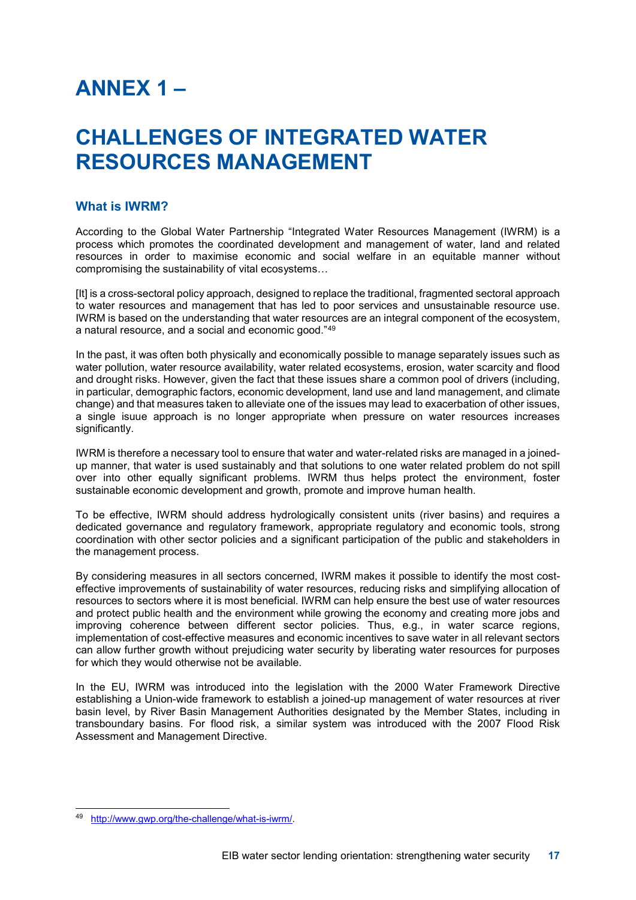# ANNEX 1 –

# CHALLENGES OF INTEGRATED WATER RESOURCES MANAGEMENT

## What is IWRM?

According to the Global Water Partnership "Integrated Water Resources Management (IWRM) is a process which promotes the coordinated development and management of water, land and related resources in order to maximise economic and social welfare in an equitable manner without compromising the sustainability of vital ecosystems…

[It] is a cross-sectoral policy approach, designed to replace the traditional, fragmented sectoral approach to water resources and management that has led to poor services and unsustainable resource use. IWRM is based on the understanding that water resources are an integral component of the ecosystem, a natural resource, and a social and economic good."[49]

In the past, it was often both physically and economically possible to manage separately issues such as water pollution, water resource availability, water related ecosystems, erosion, water scarcity and flood and drought risks. However, given the fact that these issues share a common pool of drivers (including, in particular, demographic factors, economic development, land use and land management, and climate change) and that measures taken to alleviate one of the issues may lead to exacerbation of other issues, a single isuue approach is no longer appropriate when pressure on water resources increases significantly.

IWRM is therefore a necessary tool to ensure that water and water-related risks are managed in a joined-up manner, that water is used sustainably and that solutions to one water related problem do not spill over into other equally significant problems. IWRM thus helps protect the environment, foster sustainable economic development and growth, promote and improve human health.

To be effective, IWRM should address hydrologically consistent units (river basins) and requires a dedicated governance and regulatory framework, appropriate regulatory and economic tools, strong coordination with other sector policies and a significant participation of the public and stakeholders in the management process.

By considering measures in all sectors concerned, IWRM makes it possible to identify the most cost-effective improvements of sustainability of water resources, reducing risks and simplifying allocation of resources to sectors where it is most beneficial. IWRM can help ensure the best use of water resources and protect public health and the environment while growing the economy and creating more jobs and improving coherence between different sector policies. Thus, e.g., in water scarce regions, implementation of cost-effective measures and economic incentives to save water in all relevant sectors can allow further growth without prejudicing water security by liberating water resources for purposes for which they would otherwise not be available.

In the EU, IWRM was introduced into the legislation with the 2000 Water Framework Directive establishing a Union-wide framework to establish a joined-up management of water resources at river basin level, by River Basin Management Authorities designated by the Member States, including in transboundary basins. For flood risk, a similar system was introduced with the 2007 Flood Risk Assessment and Management Directive.

---

[49] http://www.gwp.org/the-challenge/what-is-iwrm/.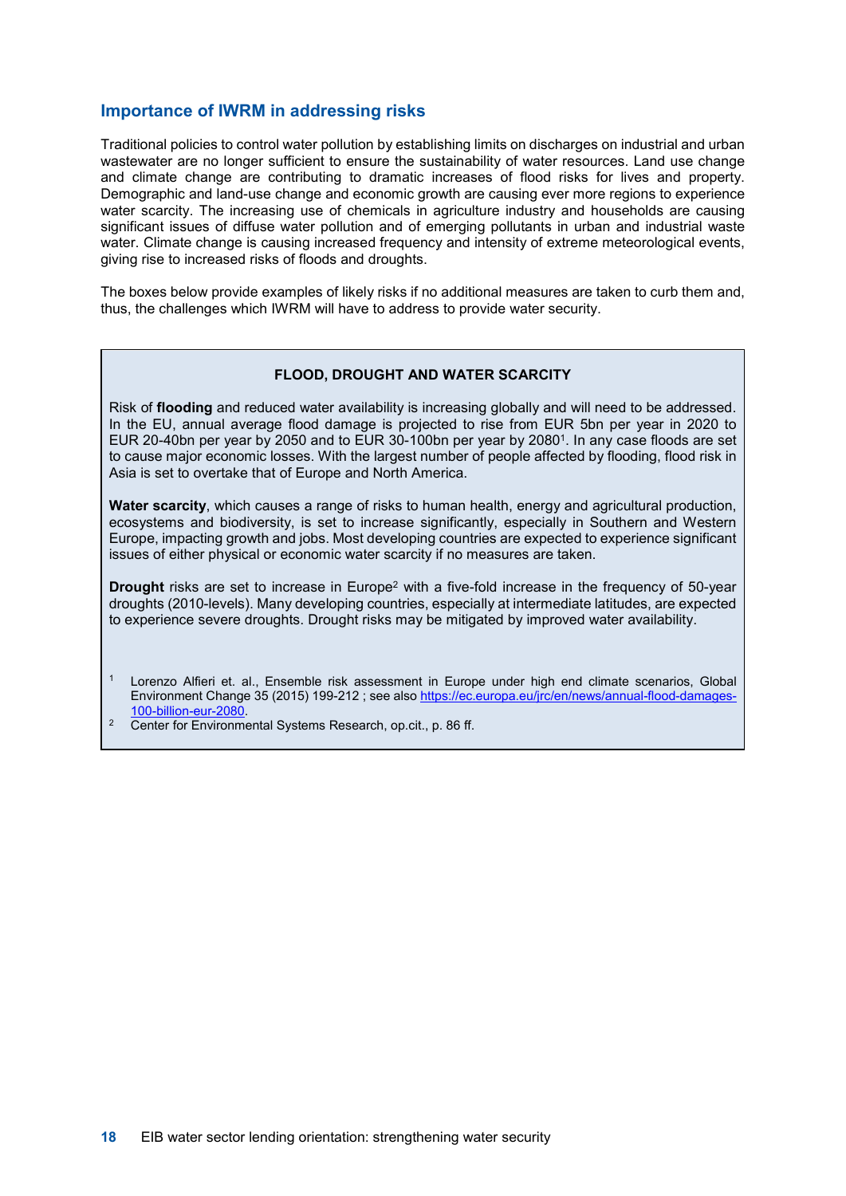## Importance of IWRM in addressing risks

Traditional policies to control water pollution by establishing limits on discharges on industrial and urban wastewater are no longer sufficient to ensure the sustainability of water resources. Land use change and climate change are contributing to dramatic increases of flood risks for lives and property. Demographic and land-use change and economic growth are causing ever more regions to experience water scarcity. The increasing use of chemicals in agriculture industry and households are causing significant issues of diffuse water pollution and of emerging pollutants in urban and industrial waste water. Climate change is causing increased frequency and intensity of extreme meteorological events, giving rise to increased risks of floods and droughts.

The boxes below provide examples of likely risks if no additional measures are taken to curb them and, thus, the challenges which IWRM will have to address to provide water security.

**FLOOD, DROUGHT AND WATER SCARCITY**

Risk of **flooding** and reduced water availability is increasing globally and will need to be addressed. In the EU, annual average flood damage is projected to rise from EUR 5bn per year in 2020 to EUR 20-40bn per year by 2050 and to EUR 30-100bn per year by 2080[1]. In any case floods are set to cause major economic losses. With the largest number of people affected by flooding, flood risk in Asia is set to overtake that of Europe and North America.

**Water scarcity**, which causes a range of risks to human health, energy and agricultural production, ecosystems and biodiversity, is set to increase significantly, especially in Southern and Western Europe, impacting growth and jobs. Most developing countries are expected to experience significant issues of either physical or economic water scarcity if no measures are taken.

**Drought** risks are set to increase in Europe[2] with a five-fold increase in the frequency of 50-year droughts (2010-levels). Many developing countries, especially at intermediate latitudes, are expected to experience severe droughts. Drought risks may be mitigated by improved water availability.

[1] Lorenzo Alfieri et. al., Ensemble risk assessment in Europe under high end climate scenarios, Global Environment Change 35 (2015) 199-212 ; see also https://ec.europa.eu/jrc/en/news/annual-flood-damages-100-billion-eur-2080.

[2] Center for Environmental Systems Research, op.cit., p. 86 ff.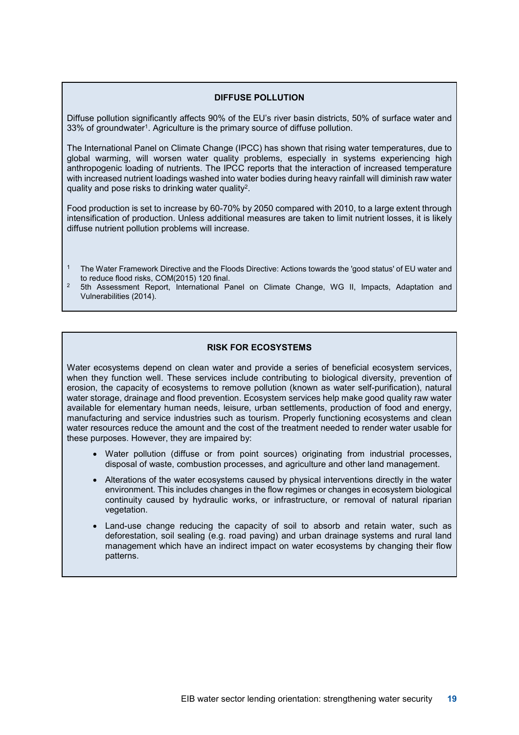### DIFFUSE POLLUTION

Diffuse pollution significantly affects 90% of the EU's river basin districts, 50% of surface water and 33% of groundwater[1]. Agriculture is the primary source of diffuse pollution.

The International Panel on Climate Change (IPCC) has shown that rising water temperatures, due to global warming, will worsen water quality problems, especially in systems experiencing high anthropogenic loading of nutrients. The IPCC reports that the interaction of increased temperature with increased nutrient loadings washed into water bodies during heavy rainfall will diminish raw water quality and pose risks to drinking water quality[2].

Food production is set to increase by 60-70% by 2050 compared with 2010, to a large extent through intensification of production. Unless additional measures are taken to limit nutrient losses, it is likely diffuse nutrient pollution problems will increase.

[1] The Water Framework Directive and the Floods Directive: Actions towards the 'good status' of EU water and to reduce flood risks, COM(2015) 120 final.

[2] 5th Assessment Report, International Panel on Climate Change, WG II, Impacts, Adaptation and Vulnerabilities (2014).

### RISK FOR ECOSYSTEMS

Water ecosystems depend on clean water and provide a series of beneficial ecosystem services, when they function well. These services include contributing to biological diversity, prevention of erosion, the capacity of ecosystems to remove pollution (known as water self-purification), natural water storage, drainage and flood prevention. Ecosystem services help make good quality raw water available for elementary human needs, leisure, urban settlements, production of food and energy, manufacturing and service industries such as tourism. Properly functioning ecosystems and clean water resources reduce the amount and the cost of the treatment needed to render water usable for these purposes. However, they are impaired by:

- Water pollution (diffuse or from point sources) originating from industrial processes, disposal of waste, combustion processes, and agriculture and other land management.
- Alterations of the water ecosystems caused by physical interventions directly in the water environment. This includes changes in the flow regimes or changes in ecosystem biological continuity caused by hydraulic works, or infrastructure, or removal of natural riparian vegetation.
- Land-use change reducing the capacity of soil to absorb and retain water, such as deforestation, soil sealing (e.g. road paving) and urban drainage systems and rural land management which have an indirect impact on water ecosystems by changing their flow patterns.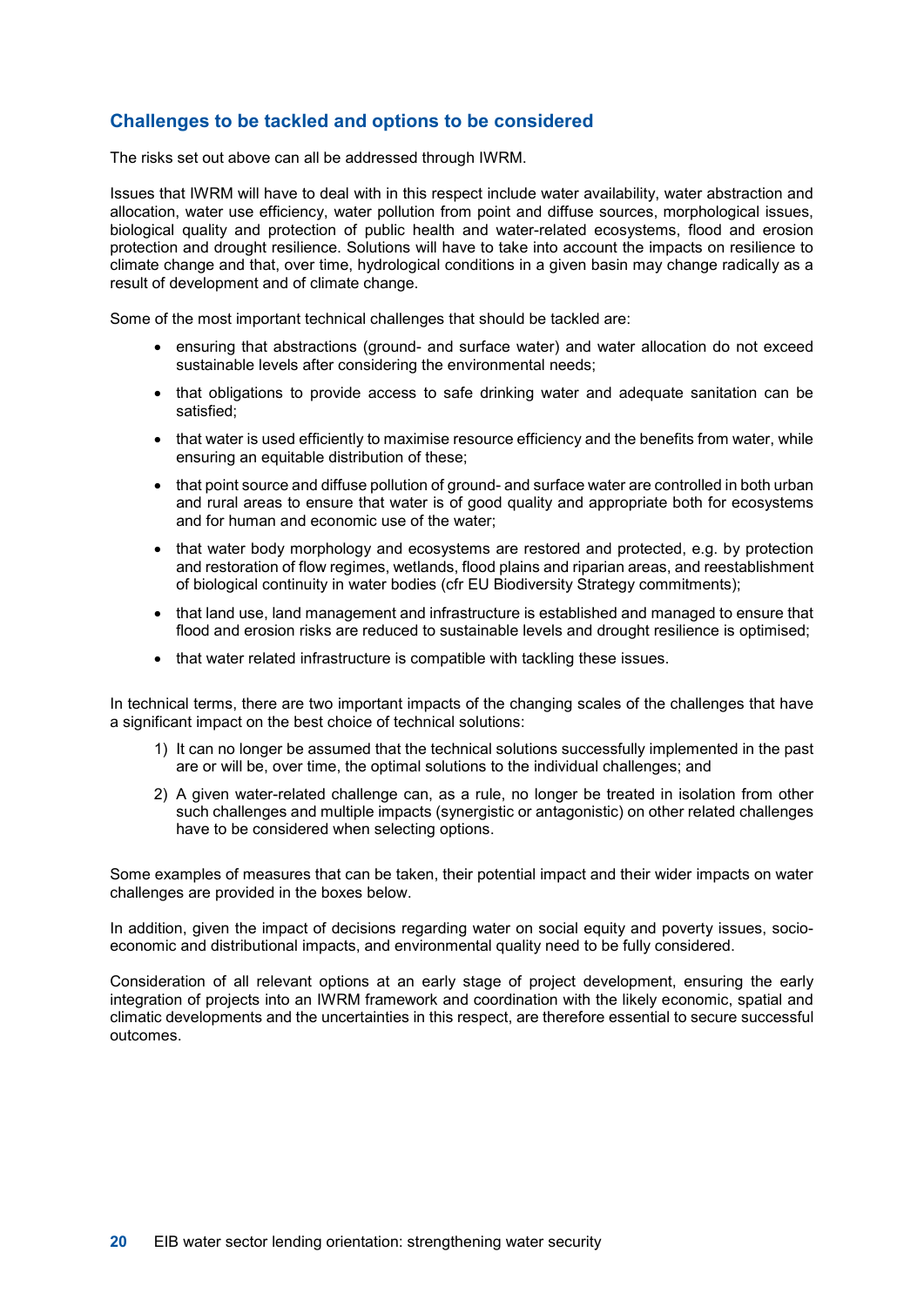## Challenges to be tackled and options to be considered

The risks set out above can all be addressed through IWRM.

Issues that IWRM will have to deal with in this respect include water availability, water abstraction and allocation, water use efficiency, water pollution from point and diffuse sources, morphological issues, biological quality and protection of public health and water-related ecosystems, flood and erosion protection and drought resilience. Solutions will have to take into account the impacts on resilience to climate change and that, over time, hydrological conditions in a given basin may change radically as a result of development and of climate change.

Some of the most important technical challenges that should be tackled are:

- ensuring that abstractions (ground- and surface water) and water allocation do not exceed sustainable levels after considering the environmental needs;
- that obligations to provide access to safe drinking water and adequate sanitation can be satisfied;
- that water is used efficiently to maximise resource efficiency and the benefits from water, while ensuring an equitable distribution of these;
- that point source and diffuse pollution of ground- and surface water are controlled in both urban and rural areas to ensure that water is of good quality and appropriate both for ecosystems and for human and economic use of the water;
- that water body morphology and ecosystems are restored and protected, e.g. by protection and restoration of flow regimes, wetlands, flood plains and riparian areas, and reestablishment of biological continuity in water bodies (cfr EU Biodiversity Strategy commitments);
- that land use, land management and infrastructure is established and managed to ensure that flood and erosion risks are reduced to sustainable levels and drought resilience is optimised;
- that water related infrastructure is compatible with tackling these issues.

In technical terms, there are two important impacts of the changing scales of the challenges that have a significant impact on the best choice of technical solutions:

1) It can no longer be assumed that the technical solutions successfully implemented in the past are or will be, over time, the optimal solutions to the individual challenges; and
2) A given water-related challenge can, as a rule, no longer be treated in isolation from other such challenges and multiple impacts (synergistic or antagonistic) on other related challenges have to be considered when selecting options.

Some examples of measures that can be taken, their potential impact and their wider impacts on water challenges are provided in the boxes below.

In addition, given the impact of decisions regarding water on social equity and poverty issues, socio-economic and distributional impacts, and environmental quality need to be fully considered.

Consideration of all relevant options at an early stage of project development, ensuring the early integration of projects into an IWRM framework and coordination with the likely economic, spatial and climatic developments and the uncertainties in this respect, are therefore essential to secure successful outcomes.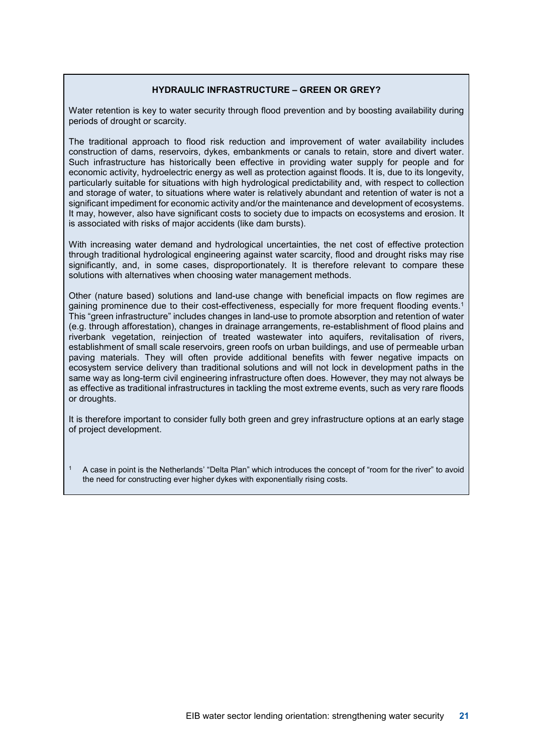**HYDRAULIC INFRASTRUCTURE – GREEN OR GREY?**

Water retention is key to water security through flood prevention and by boosting availability during periods of drought or scarcity.

The traditional approach to flood risk reduction and improvement of water availability includes construction of dams, reservoirs, dykes, embankments or canals to retain, store and divert water. Such infrastructure has historically been effective in providing water supply for people and for economic activity, hydroelectric energy as well as protection against floods. It is, due to its longevity, particularly suitable for situations with high hydrological predictability and, with respect to collection and storage of water, to situations where water is relatively abundant and retention of water is not a significant impediment for economic activity and/or the maintenance and development of ecosystems. It may, however, also have significant costs to society due to impacts on ecosystems and erosion. It is associated with risks of major accidents (like dam bursts).

With increasing water demand and hydrological uncertainties, the net cost of effective protection through traditional hydrological engineering against water scarcity, flood and drought risks may rise significantly, and, in some cases, disproportionately. It is therefore relevant to compare these solutions with alternatives when choosing water management methods.

Other (nature based) solutions and land-use change with beneficial impacts on flow regimes are gaining prominence due to their cost-effectiveness, especially for more frequent flooding events.[1] This "green infrastructure" includes changes in land-use to promote absorption and retention of water (e.g. through afforestation), changes in drainage arrangements, re-establishment of flood plains and riverbank vegetation, reinjection of treated wastewater into aquifers, revitalisation of rivers, establishment of small scale reservoirs, green roofs on urban buildings, and use of permeable urban paving materials. They will often provide additional benefits with fewer negative impacts on ecosystem service delivery than traditional solutions and will not lock in development paths in the same way as long-term civil engineering infrastructure often does. However, they may not always be as effective as traditional infrastructures in tackling the most extreme events, such as very rare floods or droughts.

It is therefore important to consider fully both green and grey infrastructure options at an early stage of project development.

[1] A case in point is the Netherlands' "Delta Plan" which introduces the concept of "room for the river" to avoid the need for constructing ever higher dykes with exponentially rising costs.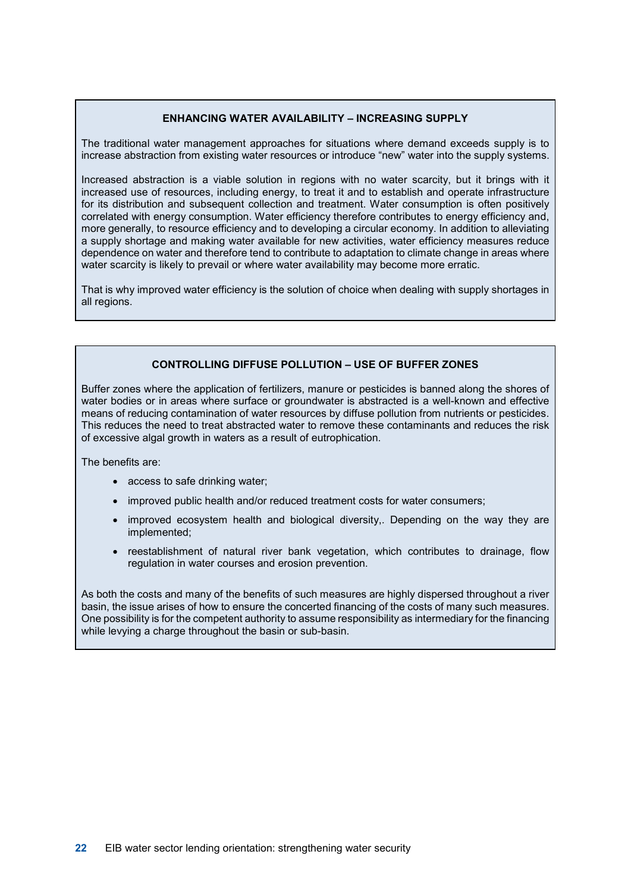### ENHANCING WATER AVAILABILITY – INCREASING SUPPLY

The traditional water management approaches for situations where demand exceeds supply is to increase abstraction from existing water resources or introduce "new" water into the supply systems.

Increased abstraction is a viable solution in regions with no water scarcity, but it brings with it increased use of resources, including energy, to treat it and to establish and operate infrastructure for its distribution and subsequent collection and treatment. Water consumption is often positively correlated with energy consumption. Water efficiency therefore contributes to energy efficiency and, more generally, to resource efficiency and to developing a circular economy. In addition to alleviating a supply shortage and making water available for new activities, water efficiency measures reduce dependence on water and therefore tend to contribute to adaptation to climate change in areas where water scarcity is likely to prevail or where water availability may become more erratic.

That is why improved water efficiency is the solution of choice when dealing with supply shortages in all regions.

### CONTROLLING DIFFUSE POLLUTION – USE OF BUFFER ZONES

Buffer zones where the application of fertilizers, manure or pesticides is banned along the shores of water bodies or in areas where surface or groundwater is abstracted is a well-known and effective means of reducing contamination of water resources by diffuse pollution from nutrients or pesticides. This reduces the need to treat abstracted water to remove these contaminants and reduces the risk of excessive algal growth in waters as a result of eutrophication.

The benefits are:

- access to safe drinking water;
- improved public health and/or reduced treatment costs for water consumers;
- improved ecosystem health and biological diversity,. Depending on the way they are implemented;
- reestablishment of natural river bank vegetation, which contributes to drainage, flow regulation in water courses and erosion prevention.

As both the costs and many of the benefits of such measures are highly dispersed throughout a river basin, the issue arises of how to ensure the concerted financing of the costs of many such measures. One possibility is for the competent authority to assume responsibility as intermediary for the financing while levying a charge throughout the basin or sub-basin.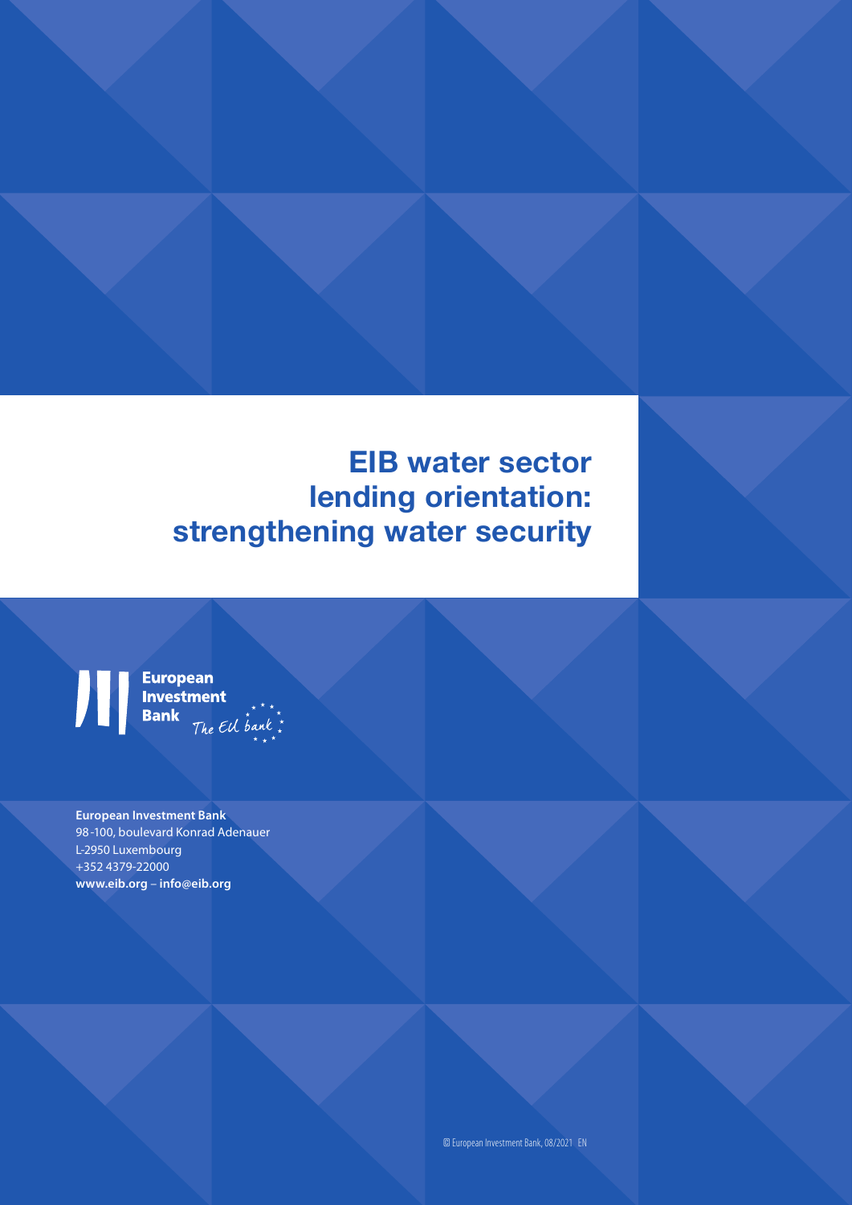# EIB water sector lending orientation: strengthening water security

European Investment Bank

The EU bank

**European Investment Bank**
98 -100, boulevard Konrad Adenauer
L-2950 Luxembourg
+352 4379-22000
**www.eib.org – info@eib.org**

© European Investment Bank, 08/2021 EN